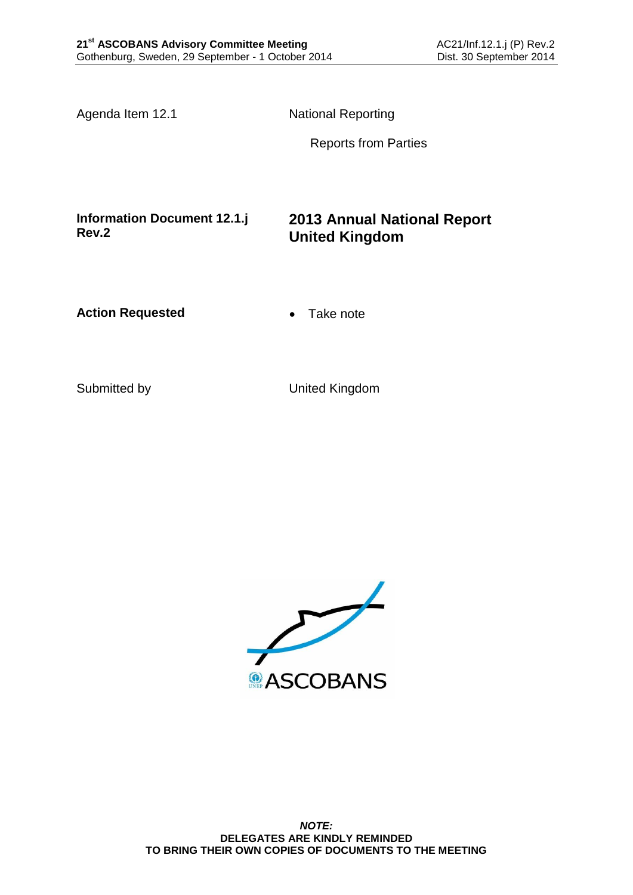21st ASCOBANS Advisory Committee Meeting
Gothenburg, Sweden, 29 September - 1 October 2014

AC21/Inf.12.1.j (P) Rev.2
Dist. 30 September 2014

Agenda Item 12.1 — National Reporting

Reports from Parties

**Information Document 12.1.j Rev.2**

# 2013 Annual National Report United Kingdom

**Action Requested**

- Take note

Submitted by — United Kingdom

ASCOBANS

***NOTE:***
**DELEGATES ARE KINDLY REMINDED**
**TO BRING THEIR OWN COPIES OF DOCUMENTS TO THE MEETING**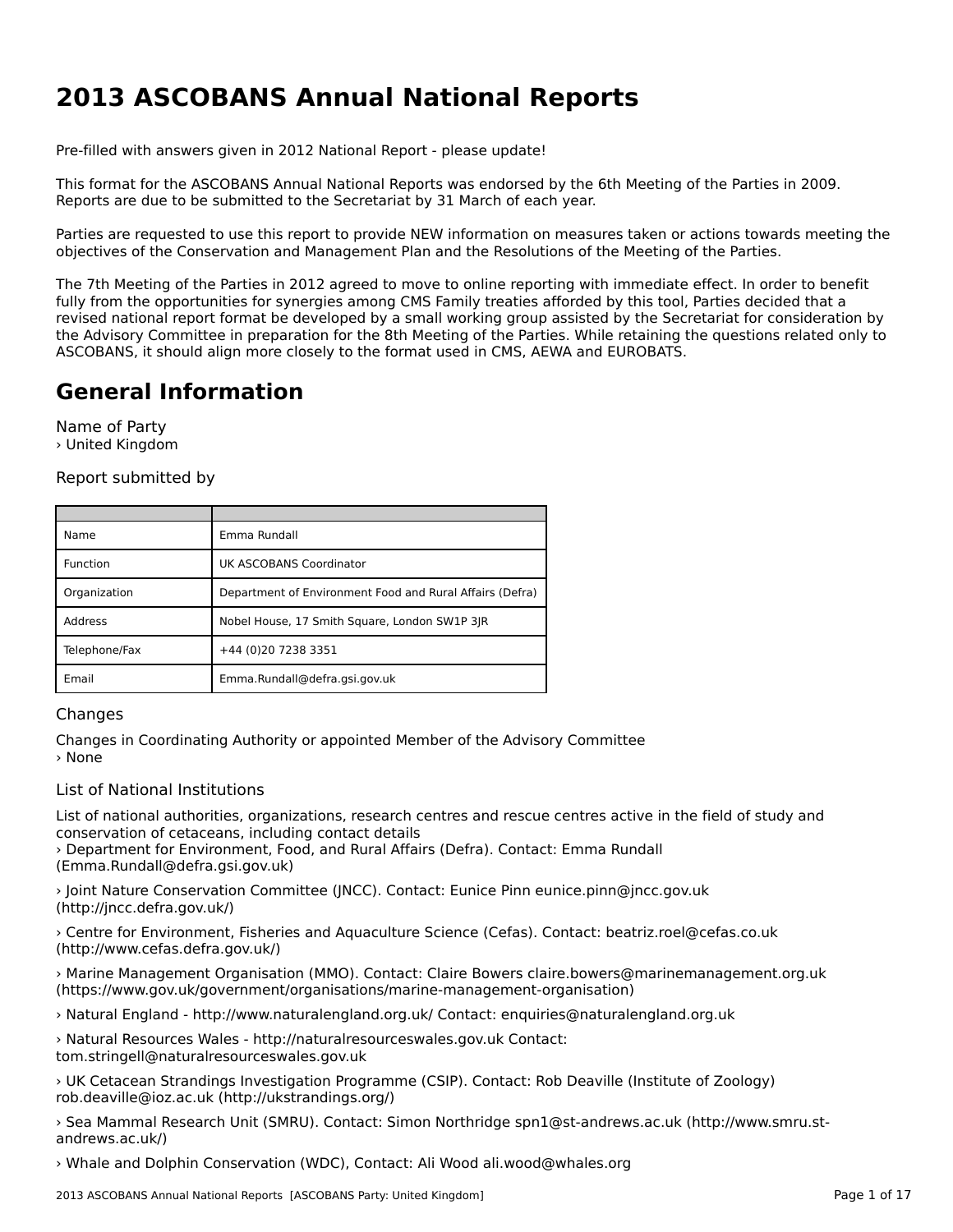# 2013 ASCOBANS Annual National Reports

Pre-filled with answers given in 2012 National Report - please update!

This format for the ASCOBANS Annual National Reports was endorsed by the 6th Meeting of the Parties in 2009. Reports are due to be submitted to the Secretariat by 31 March of each year.

Parties are requested to use this report to provide NEW information on measures taken or actions towards meeting the objectives of the Conservation and Management Plan and the Resolutions of the Meeting of the Parties.

The 7th Meeting of the Parties in 2012 agreed to move to online reporting with immediate effect. In order to benefit fully from the opportunities for synergies among CMS Family treaties afforded by this tool, Parties decided that a revised national report format be developed by a small working group assisted by the Secretariat for consideration by the Advisory Committee in preparation for the 8th Meeting of the Parties. While retaining the questions related only to ASCOBANS, it should align more closely to the format used in CMS, AEWA and EUROBATS.

# General Information

Name of Party
› United Kingdom

Report submitted by

| | |
|---|---|
| Name | Emma Rundall |
| Function | UK ASCOBANS Coordinator |
| Organization | Department of Environment Food and Rural Affairs (Defra) |
| Address | Nobel House, 17 Smith Square, London SW1P 3JR |
| Telephone/Fax | +44 (0)20 7238 3351 |
| Email | Emma.Rundall@defra.gsi.gov.uk |

Changes

Changes in Coordinating Authority or appointed Member of the Advisory Committee
› None

List of National Institutions

List of national authorities, organizations, research centres and rescue centres active in the field of study and conservation of cetaceans, including contact details
› Department for Environment, Food, and Rural Affairs (Defra). Contact: Emma Rundall (Emma.Rundall@defra.gsi.gov.uk)

› Joint Nature Conservation Committee (JNCC). Contact: Eunice Pinn eunice.pinn@jncc.gov.uk (http://jncc.defra.gov.uk/)

› Centre for Environment, Fisheries and Aquaculture Science (Cefas). Contact: beatriz.roel@cefas.co.uk (http://www.cefas.defra.gov.uk/)

› Marine Management Organisation (MMO). Contact: Claire Bowers claire.bowers@marinemanagement.org.uk (https://www.gov.uk/government/organisations/marine-management-organisation)

› Natural England - http://www.naturalengland.org.uk/ Contact: enquiries@naturalengland.org.uk

› Natural Resources Wales - http://naturalresourceswales.gov.uk Contact: tom.stringell@naturalresourceswales.gov.uk

› UK Cetacean Strandings Investigation Programme (CSIP). Contact: Rob Deaville (Institute of Zoology) rob.deaville@ioz.ac.uk (http://ukstrandings.org/)

› Sea Mammal Research Unit (SMRU). Contact: Simon Northridge spn1@st-andrews.ac.uk (http://www.smru.st-andrews.ac.uk/)

› Whale and Dolphin Conservation (WDC), Contact: Ali Wood ali.wood@whales.org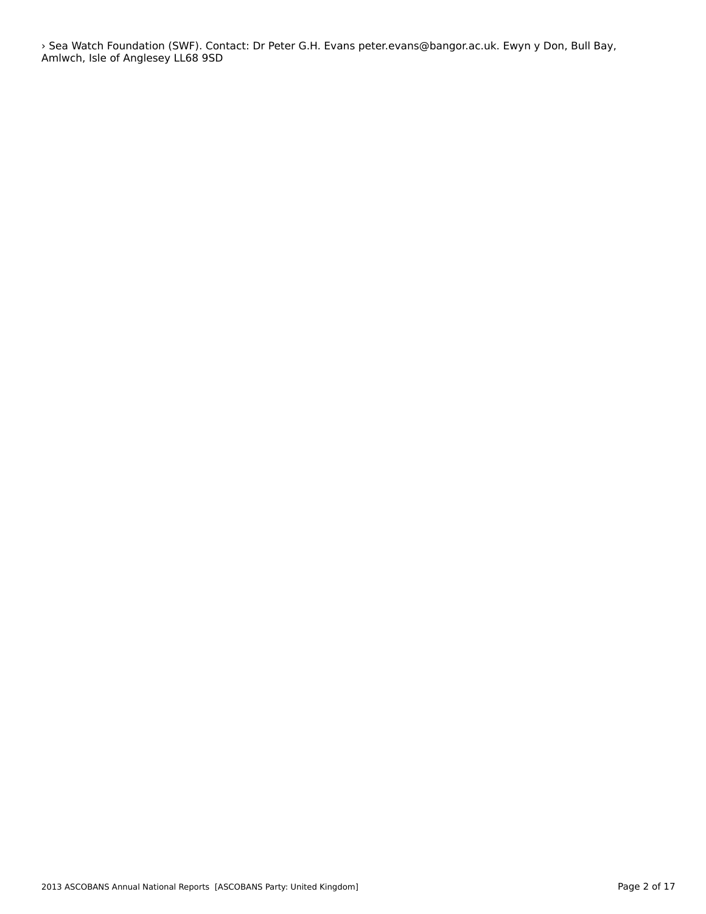› Sea Watch Foundation (SWF). Contact: Dr Peter G.H. Evans peter.evans@bangor.ac.uk. Ewyn y Don, Bull Bay, Amlwch, Isle of Anglesey LL68 9SD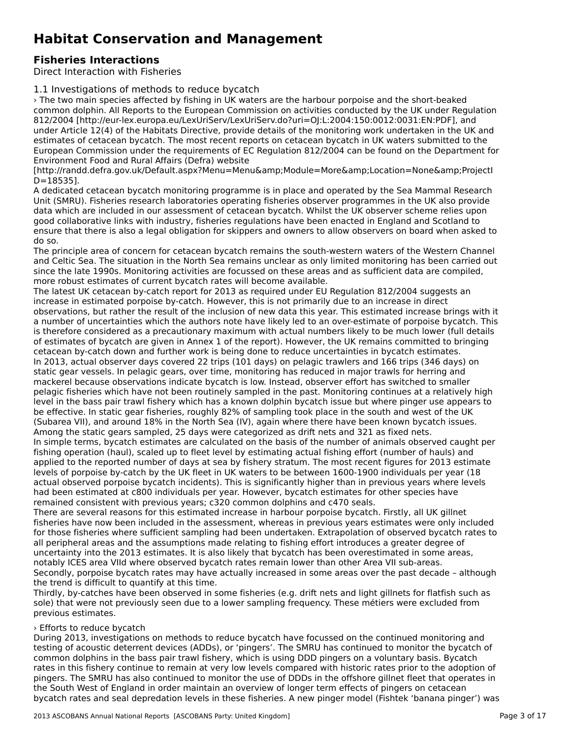# Habitat Conservation and Management

## Fisheries Interactions

Direct Interaction with Fisheries

1.1 Investigations of methods to reduce bycatch

› The two main species affected by fishing in UK waters are the harbour porpoise and the short-beaked common dolphin. All Reports to the European Commission on activities conducted by the UK under Regulation 812/2004 [http://eur-lex.europa.eu/LexUriServ/LexUriServ.do?uri=OJ:L:2004:150:0012:0031:EN:PDF], and under Article 12(4) of the Habitats Directive, provide details of the monitoring work undertaken in the UK and estimates of cetacean bycatch. The most recent reports on cetacean bycatch in UK waters submitted to the European Commission under the requirements of EC Regulation 812/2004 can be found on the Department for Environment Food and Rural Affairs (Defra) website [http://randd.defra.gov.uk/Default.aspx?Menu=Menu&amp;Module=More&amp;Location=None&amp;ProjectID=18535].

A dedicated cetacean bycatch monitoring programme is in place and operated by the Sea Mammal Research Unit (SMRU). Fisheries research laboratories operating fisheries observer programmes in the UK also provide data which are included in our assessment of cetacean bycatch. Whilst the UK observer scheme relies upon good collaborative links with industry, fisheries regulations have been enacted in England and Scotland to ensure that there is also a legal obligation for skippers and owners to allow observers on board when asked to do so.

The principle area of concern for cetacean bycatch remains the south-western waters of the Western Channel and Celtic Sea. The situation in the North Sea remains unclear as only limited monitoring has been carried out since the late 1990s. Monitoring activities are focussed on these areas and as sufficient data are compiled, more robust estimates of current bycatch rates will become available.

The latest UK cetacean by-catch report for 2013 as required under EU Regulation 812/2004 suggests an increase in estimated porpoise by-catch. However, this is not primarily due to an increase in direct observations, but rather the result of the inclusion of new data this year. This estimated increase brings with it a number of uncertainties which the authors note have likely led to an over-estimate of porpoise bycatch. This is therefore considered as a precautionary maximum with actual numbers likely to be much lower (full details of estimates of bycatch are given in Annex 1 of the report). However, the UK remains committed to bringing cetacean by-catch down and further work is being done to reduce uncertainties in bycatch estimates.

In 2013, actual observer days covered 22 trips (101 days) on pelagic trawlers and 166 trips (346 days) on static gear vessels. In pelagic gears, over time, monitoring has reduced in major trawls for herring and mackerel because observations indicate bycatch is low. Instead, observer effort has switched to smaller pelagic fisheries which have not been routinely sampled in the past. Monitoring continues at a relatively high level in the bass pair trawl fishery which has a known dolphin bycatch issue but where pinger use appears to be effective. In static gear fisheries, roughly 82% of sampling took place in the south and west of the UK (Subarea VII), and around 18% in the North Sea (IV), again where there have been known bycatch issues. Among the static gears sampled, 25 days were categorized as drift nets and 321 as fixed nets.

In simple terms, bycatch estimates are calculated on the basis of the number of animals observed caught per fishing operation (haul), scaled up to fleet level by estimating actual fishing effort (number of hauls) and applied to the reported number of days at sea by fishery stratum. The most recent figures for 2013 estimate levels of porpoise by-catch by the UK fleet in UK waters to be between 1600-1900 individuals per year (18 actual observed porpoise bycatch incidents). This is significantly higher than in previous years where levels had been estimated at c800 individuals per year. However, bycatch estimates for other species have remained consistent with previous years; c320 common dolphins and c470 seals.

There are several reasons for this estimated increase in harbour porpoise bycatch. Firstly, all UK gillnet fisheries have now been included in the assessment, whereas in previous years estimates were only included for those fisheries where sufficient sampling had been undertaken. Extrapolation of observed bycatch rates to all peripheral areas and the assumptions made relating to fishing effort introduces a greater degree of uncertainty into the 2013 estimates. It is also likely that bycatch has been overestimated in some areas, notably ICES area VIId where observed bycatch rates remain lower than other Area VII sub-areas.

Secondly, porpoise bycatch rates may have actually increased in some areas over the past decade – although the trend is difficult to quantify at this time.

Thirdly, by-catches have been observed in some fisheries (e.g. drift nets and light gillnets for flatfish such as sole) that were not previously seen due to a lower sampling frequency. These métiers were excluded from previous estimates.

› Efforts to reduce bycatch

During 2013, investigations on methods to reduce bycatch have focussed on the continued monitoring and testing of acoustic deterrent devices (ADDs), or 'pingers'. The SMRU has continued to monitor the bycatch of common dolphins in the bass pair trawl fishery, which is using DDD pingers on a voluntary basis. Bycatch rates in this fishery continue to remain at very low levels compared with historic rates prior to the adoption of pingers. The SMRU has also continued to monitor the use of DDDs in the offshore gillnet fleet that operates in the South West of England in order maintain an overview of longer term effects of pingers on cetacean bycatch rates and seal depredation levels in these fisheries. A new pinger model (Fishtek 'banana pinger') was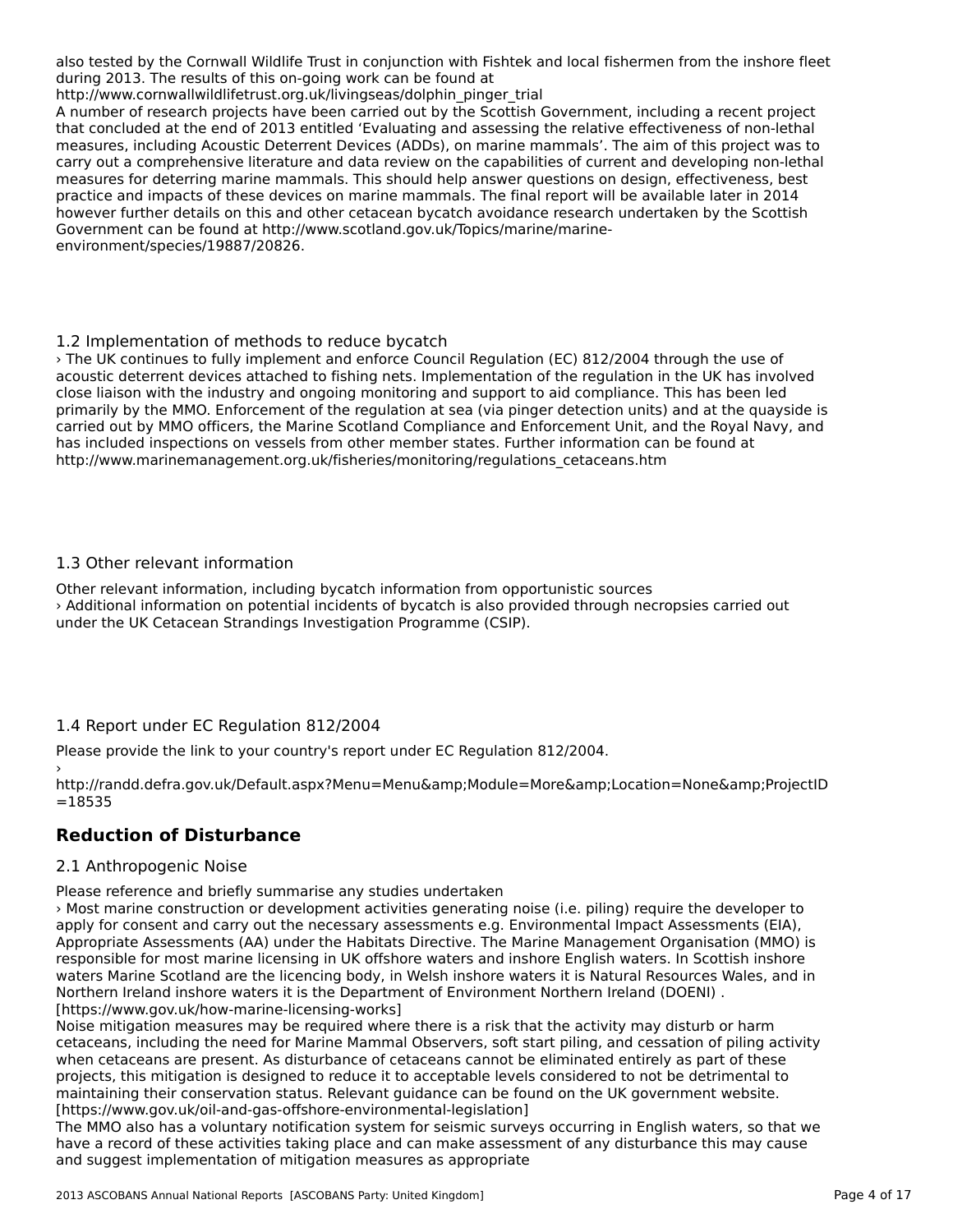also tested by the Cornwall Wildlife Trust in conjunction with Fishtek and local fishermen from the inshore fleet during 2013. The results of this on-going work can be found at
http://www.cornwallwildlifetrust.org.uk/livingseas/dolphin_pinger_trial
A number of research projects have been carried out by the Scottish Government, including a recent project that concluded at the end of 2013 entitled 'Evaluating and assessing the relative effectiveness of non-lethal measures, including Acoustic Deterrent Devices (ADDs), on marine mammals'. The aim of this project was to carry out a comprehensive literature and data review on the capabilities of current and developing non-lethal measures for deterring marine mammals. This should help answer questions on design, effectiveness, best practice and impacts of these devices on marine mammals. The final report will be available later in 2014 however further details on this and other cetacean bycatch avoidance research undertaken by the Scottish Government can be found at http://www.scotland.gov.uk/Topics/marine/marine-environment/species/19887/20826.

### 1.2 Implementation of methods to reduce bycatch

› The UK continues to fully implement and enforce Council Regulation (EC) 812/2004 through the use of acoustic deterrent devices attached to fishing nets. Implementation of the regulation in the UK has involved close liaison with the industry and ongoing monitoring and support to aid compliance. This has been led primarily by the MMO. Enforcement of the regulation at sea (via pinger detection units) and at the quayside is carried out by MMO officers, the Marine Scotland Compliance and Enforcement Unit, and the Royal Navy, and has included inspections on vessels from other member states. Further information can be found at
http://www.marinemanagement.org.uk/fisheries/monitoring/regulations_cetaceans.htm

### 1.3 Other relevant information

Other relevant information, including bycatch information from opportunistic sources
› Additional information on potential incidents of bycatch is also provided through necropsies carried out under the UK Cetacean Strandings Investigation Programme (CSIP).

### 1.4 Report under EC Regulation 812/2004

Please provide the link to your country's report under EC Regulation 812/2004.

›
http://randd.defra.gov.uk/Default.aspx?Menu=Menu&amp;Module=More&amp;Location=None&amp;ProjectID=18535

## Reduction of Disturbance

### 2.1 Anthropogenic Noise

Please reference and briefly summarise any studies undertaken
› Most marine construction or development activities generating noise (i.e. piling) require the developer to apply for consent and carry out the necessary assessments e.g. Environmental Impact Assessments (EIA), Appropriate Assessments (AA) under the Habitats Directive. The Marine Management Organisation (MMO) is responsible for most marine licensing in UK offshore waters and inshore English waters. In Scottish inshore waters Marine Scotland are the licencing body, in Welsh inshore waters it is Natural Resources Wales, and in Northern Ireland inshore waters it is the Department of Environment Northern Ireland (DOENI) .
[https://www.gov.uk/how-marine-licensing-works]
Noise mitigation measures may be required where there is a risk that the activity may disturb or harm cetaceans, including the need for Marine Mammal Observers, soft start piling, and cessation of piling activity when cetaceans are present. As disturbance of cetaceans cannot be eliminated entirely as part of these projects, this mitigation is designed to reduce it to acceptable levels considered to not be detrimental to maintaining their conservation status. Relevant guidance can be found on the UK government website.
[https://www.gov.uk/oil-and-gas-offshore-environmental-legislation]
The MMO also has a voluntary notification system for seismic surveys occurring in English waters, so that we have a record of these activities taking place and can make assessment of any disturbance this may cause and suggest implementation of mitigation measures as appropriate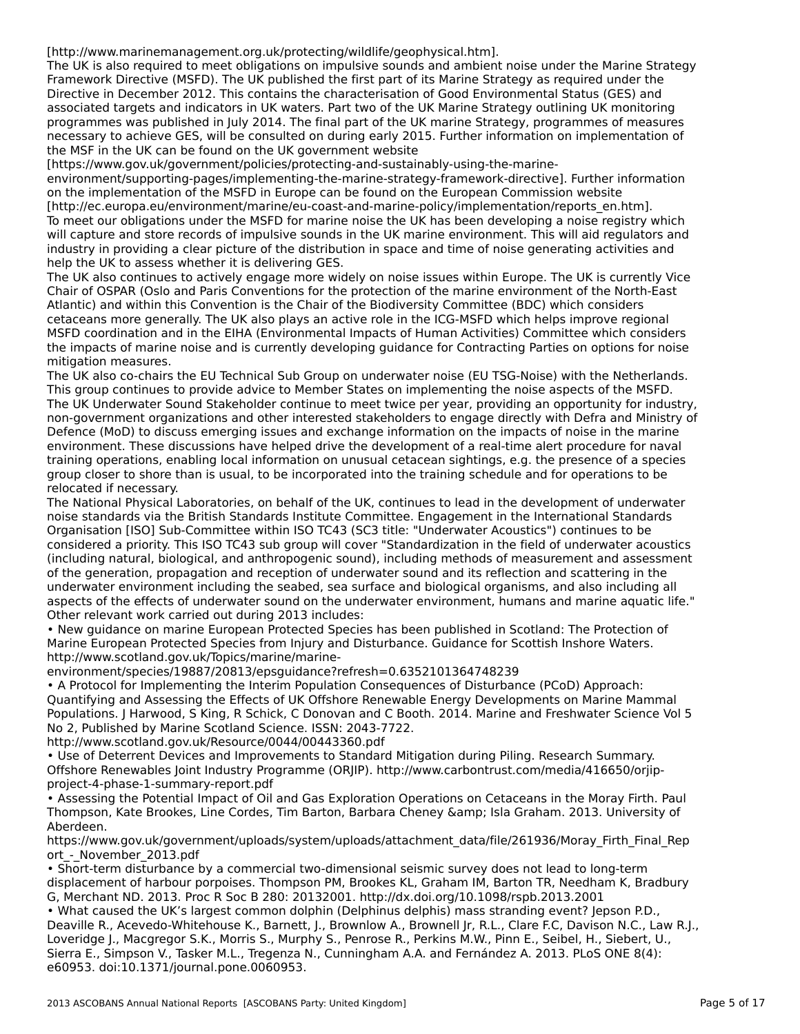[http://www.marinemanagement.org.uk/protecting/wildlife/geophysical.htm].

The UK is also required to meet obligations on impulsive sounds and ambient noise under the Marine Strategy Framework Directive (MSFD). The UK published the first part of its Marine Strategy as required under the Directive in December 2012. This contains the characterisation of Good Environmental Status (GES) and associated targets and indicators in UK waters. Part two of the UK Marine Strategy outlining UK monitoring programmes was published in July 2014. The final part of the UK marine Strategy, programmes of measures necessary to achieve GES, will be consulted on during early 2015. Further information on implementation of the MSF in the UK can be found on the UK government website [https://www.gov.uk/government/policies/protecting-and-sustainably-using-the-marine-environment/supporting-pages/implementing-the-marine-strategy-framework-directive]. Further information on the implementation of the MSFD in Europe can be found on the European Commission website [http://ec.europa.eu/environment/marine/eu-coast-and-marine-policy/implementation/reports_en.htm].

To meet our obligations under the MSFD for marine noise the UK has been developing a noise registry which will capture and store records of impulsive sounds in the UK marine environment. This will aid regulators and industry in providing a clear picture of the distribution in space and time of noise generating activities and help the UK to assess whether it is delivering GES.

The UK also continues to actively engage more widely on noise issues within Europe. The UK is currently Vice Chair of OSPAR (Oslo and Paris Conventions for the protection of the marine environment of the North-East Atlantic) and within this Convention is the Chair of the Biodiversity Committee (BDC) which considers cetaceans more generally. The UK also plays an active role in the ICG-MSFD which helps improve regional MSFD coordination and in the EIHA (Environmental Impacts of Human Activities) Committee which considers the impacts of marine noise and is currently developing guidance for Contracting Parties on options for noise mitigation measures.

The UK also co-chairs the EU Technical Sub Group on underwater noise (EU TSG-Noise) with the Netherlands. This group continues to provide advice to Member States on implementing the noise aspects of the MSFD.

The UK Underwater Sound Stakeholder continue to meet twice per year, providing an opportunity for industry, non-government organizations and other interested stakeholders to engage directly with Defra and Ministry of Defence (MoD) to discuss emerging issues and exchange information on the impacts of noise in the marine environment. These discussions have helped drive the development of a real-time alert procedure for naval training operations, enabling local information on unusual cetacean sightings, e.g. the presence of a species group closer to shore than is usual, to be incorporated into the training schedule and for operations to be relocated if necessary.

The National Physical Laboratories, on behalf of the UK, continues to lead in the development of underwater noise standards via the British Standards Institute Committee. Engagement in the International Standards Organisation [ISO] Sub-Committee within ISO TC43 (SC3 title: "Underwater Acoustics") continues to be considered a priority. This ISO TC43 sub group will cover "Standardization in the field of underwater acoustics (including natural, biological, and anthropogenic sound), including methods of measurement and assessment of the generation, propagation and reception of underwater sound and its reflection and scattering in the underwater environment including the seabed, sea surface and biological organisms, and also including all aspects of the effects of underwater sound on the underwater environment, humans and marine aquatic life."

Other relevant work carried out during 2013 includes:

- New guidance on marine European Protected Species has been published in Scotland: The Protection of Marine European Protected Species from Injury and Disturbance. Guidance for Scottish Inshore Waters. http://www.scotland.gov.uk/Topics/marine/marine-environment/species/19887/20813/epsguidance?refresh=0.6352101364748239
- A Protocol for Implementing the Interim Population Consequences of Disturbance (PCoD) Approach: Quantifying and Assessing the Effects of UK Offshore Renewable Energy Developments on Marine Mammal Populations. J Harwood, S King, R Schick, C Donovan and C Booth. 2014. Marine and Freshwater Science Vol 5 No 2, Published by Marine Scotland Science. ISSN: 2043-7722. http://www.scotland.gov.uk/Resource/0044/00443360.pdf
- Use of Deterrent Devices and Improvements to Standard Mitigation during Piling. Research Summary. Offshore Renewables Joint Industry Programme (ORJIP). http://www.carbontrust.com/media/416650/orjip-project-4-phase-1-summary-report.pdf
- Assessing the Potential Impact of Oil and Gas Exploration Operations on Cetaceans in the Moray Firth. Paul Thompson, Kate Brookes, Line Cordes, Tim Barton, Barbara Cheney &amp; Isla Graham. 2013. University of Aberdeen. https://www.gov.uk/government/uploads/system/uploads/attachment_data/file/261936/Moray_Firth_Final_Report_-_November_2013.pdf
- Short-term disturbance by a commercial two-dimensional seismic survey does not lead to long-term displacement of harbour porpoises. Thompson PM, Brookes KL, Graham IM, Barton TR, Needham K, Bradbury G, Merchant ND. 2013. Proc R Soc B 280: 20132001. http://dx.doi.org/10.1098/rspb.2013.2001
- What caused the UK's largest common dolphin (Delphinus delphis) mass stranding event? Jepson P.D., Deaville R., Acevedo-Whitehouse K., Barnett, J., Brownlow A., Brownell Jr, R.L., Clare F.C, Davison N.C., Law R.J., Loveridge J., Macgregor S.K., Morris S., Murphy S., Penrose R., Perkins M.W., Pinn E., Seibel, H., Siebert, U., Sierra E., Simpson V., Tasker M.L., Tregenza N., Cunningham A.A. and Fernández A. 2013. PLoS ONE 8(4): e60953. doi:10.1371/journal.pone.0060953.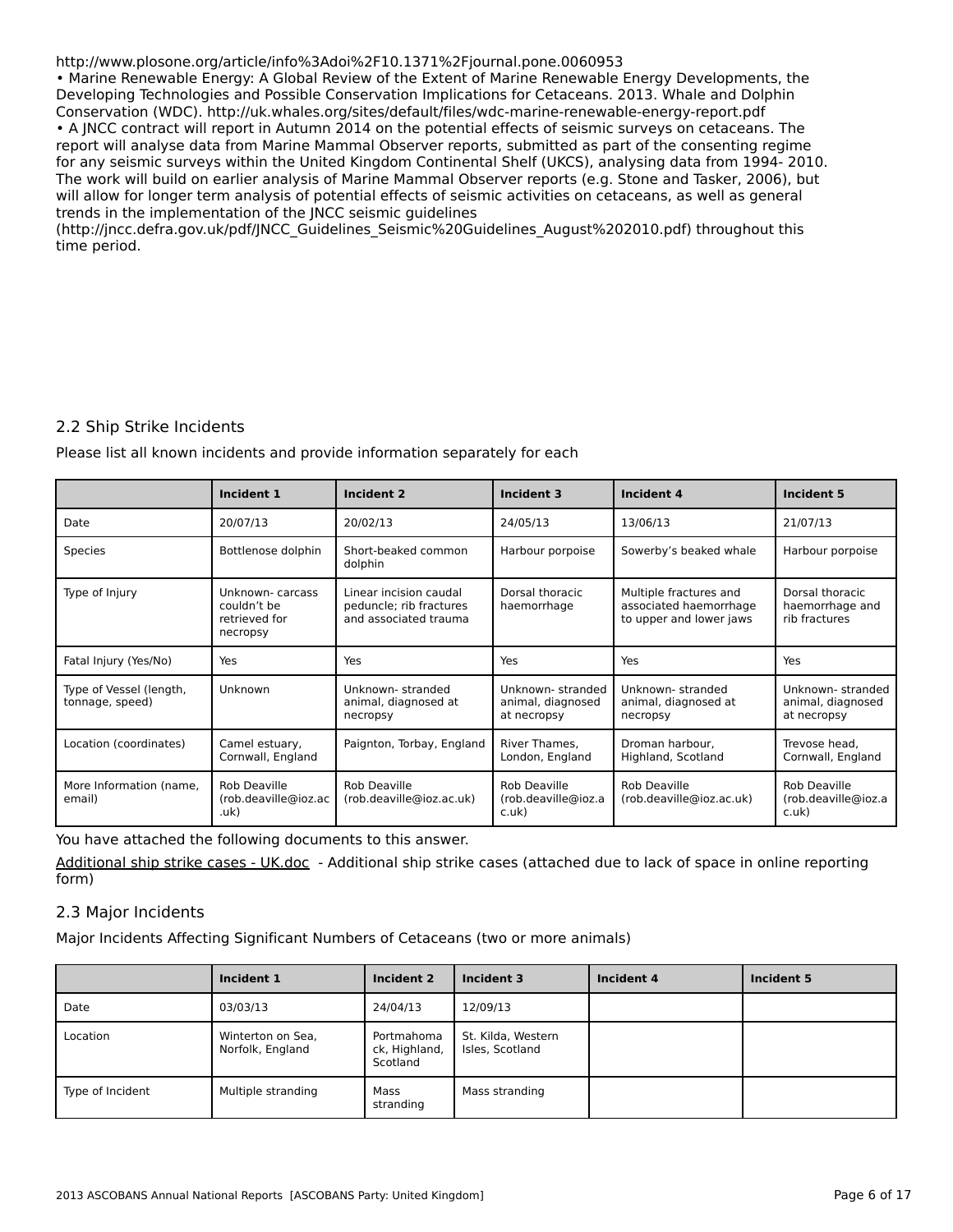http://www.plosone.org/article/info%3Adoi%2F10.1371%2Fjournal.pone.0060953

- Marine Renewable Energy: A Global Review of the Extent of Marine Renewable Energy Developments, the Developing Technologies and Possible Conservation Implications for Cetaceans. 2013. Whale and Dolphin Conservation (WDC). http://uk.whales.org/sites/default/files/wdc-marine-renewable-energy-report.pdf
- A JNCC contract will report in Autumn 2014 on the potential effects of seismic surveys on cetaceans. The report will analyse data from Marine Mammal Observer reports, submitted as part of the consenting regime for any seismic surveys within the United Kingdom Continental Shelf (UKCS), analysing data from 1994- 2010. The work will build on earlier analysis of Marine Mammal Observer reports (e.g. Stone and Tasker, 2006), but will allow for longer term analysis of potential effects of seismic activities on cetaceans, as well as general trends in the implementation of the JNCC seismic guidelines (http://jncc.defra.gov.uk/pdf/JNCC_Guidelines_Seismic%20Guidelines_August%202010.pdf) throughout this time period.

## 2.2 Ship Strike Incidents

Please list all known incidents and provide information separately for each

| | Incident 1 | Incident 2 | Incident 3 | Incident 4 | Incident 5 |
|---|---|---|---|---|---|
| Date | 20/07/13 | 20/02/13 | 24/05/13 | 13/06/13 | 21/07/13 |
| Species | Bottlenose dolphin | Short-beaked common dolphin | Harbour porpoise | Sowerby's beaked whale | Harbour porpoise |
| Type of Injury | Unknown- carcass couldn't be retrieved for necropsy | Linear incision caudal peduncle; rib fractures and associated trauma | Dorsal thoracic haemorrhage | Multiple fractures and associated haemorrhage to upper and lower jaws | Dorsal thoracic haemorrhage and rib fractures |
| Fatal Injury (Yes/No) | Yes | Yes | Yes | Yes | Yes |
| Type of Vessel (length, tonnage, speed) | Unknown | Unknown- stranded animal, diagnosed at necropsy | Unknown- stranded animal, diagnosed at necropsy | Unknown- stranded animal, diagnosed at necropsy | Unknown- stranded animal, diagnosed at necropsy |
| Location (coordinates) | Camel estuary, Cornwall, England | Paignton, Torbay, England | River Thames, London, England | Droman harbour, Highland, Scotland | Trevose head, Cornwall, England |
| More Information (name, email) | Rob Deaville (rob.deaville@ioz.ac.uk) | Rob Deaville (rob.deaville@ioz.ac.uk) | Rob Deaville (rob.deaville@ioz.ac.uk) | Rob Deaville (rob.deaville@ioz.ac.uk) | Rob Deaville (rob.deaville@ioz.ac.uk) |

You have attached the following documents to this answer.

Additional ship strike cases - UK.doc - Additional ship strike cases (attached due to lack of space in online reporting form)

## 2.3 Major Incidents

Major Incidents Affecting Significant Numbers of Cetaceans (two or more animals)

| | Incident 1 | Incident 2 | Incident 3 | Incident 4 | Incident 5 |
|---|---|---|---|---|---|
| Date | 03/03/13 | 24/04/13 | 12/09/13 | | |
| Location | Winterton on Sea, Norfolk, England | Portmahomack, Highland, Scotland | St. Kilda, Western Isles, Scotland | | |
| Type of Incident | Multiple stranding | Mass stranding | Mass stranding | | |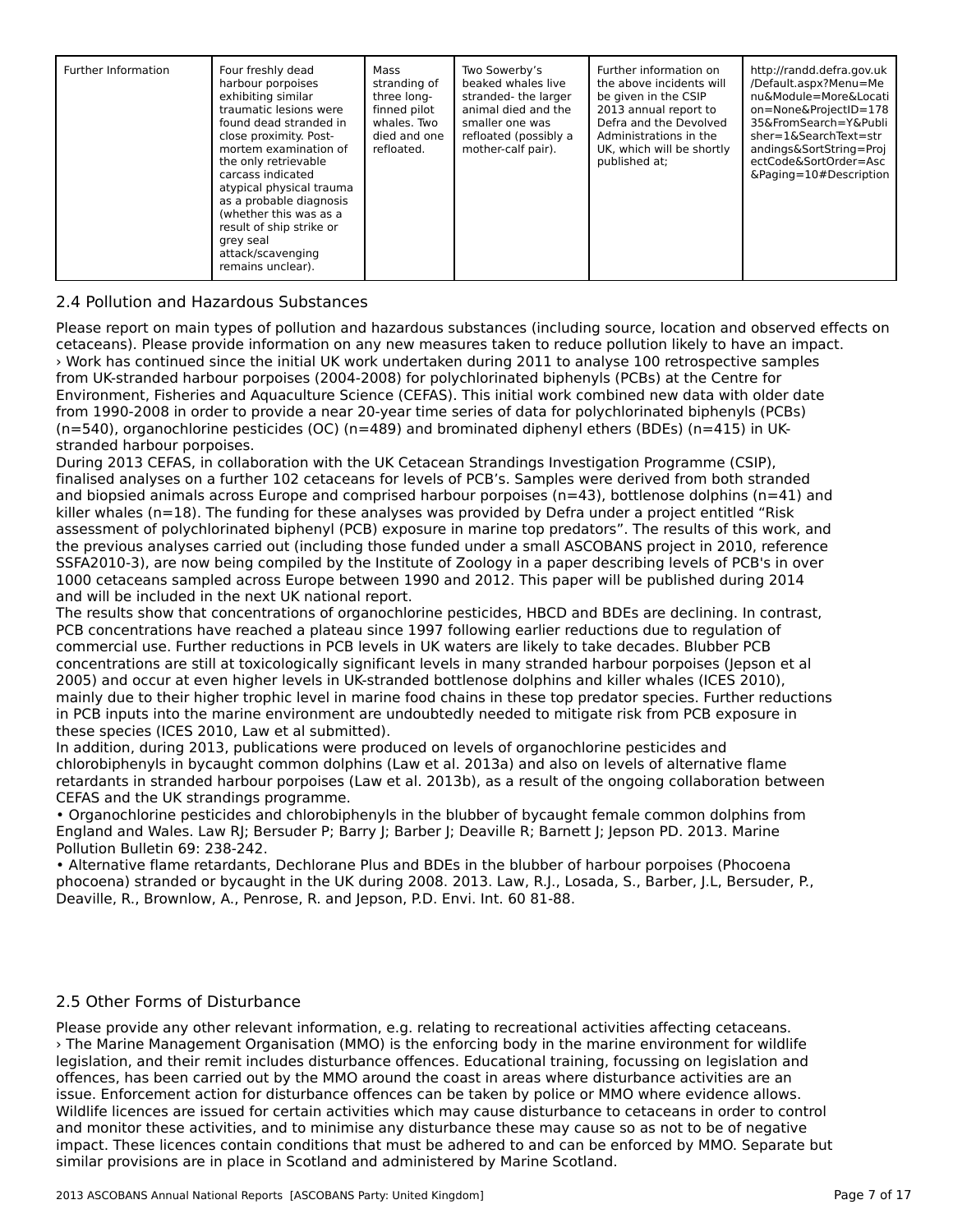| Further Information | Four freshly dead harbour porpoises exhibiting similar traumatic lesions were found dead stranded in close proximity. Post-mortem examination of the only retrievable carcass indicated atypical physical trauma as a probable diagnosis (whether this was as a result of ship strike or grey seal attack/scavenging remains unclear). | Mass stranding of three long-finned pilot whales. Two died and one refloated. | Two Sowerby's beaked whales live stranded- the larger animal died and the smaller one was refloated (possibly a mother-calf pair). | Further information on the above incidents will be given in the CSIP 2013 annual report to Defra and the Devolved Administrations in the UK, which will be shortly published at; | http://randd.defra.gov.uk/Default.aspx?Menu=Menu&Module=More&Location=None&ProjectID=17835&FromSearch=Y&Publisher=1&SearchText=strandings&SortString=ProjectCode&SortOrder=Asc&Paging=10#Description |
|---|---|---|---|---|---|

## 2.4 Pollution and Hazardous Substances

Please report on main types of pollution and hazardous substances (including source, location and observed effects on cetaceans). Please provide information on any new measures taken to reduce pollution likely to have an impact.

› Work has continued since the initial UK work undertaken during 2011 to analyse 100 retrospective samples from UK-stranded harbour porpoises (2004-2008) for polychlorinated biphenyls (PCBs) at the Centre for Environment, Fisheries and Aquaculture Science (CEFAS). This initial work combined new data with older date from 1990-2008 in order to provide a near 20-year time series of data for polychlorinated biphenyls (PCBs) (n=540), organochlorine pesticides (OC) (n=489) and brominated diphenyl ethers (BDEs) (n=415) in UK-stranded harbour porpoises.

During 2013 CEFAS, in collaboration with the UK Cetacean Strandings Investigation Programme (CSIP), finalised analyses on a further 102 cetaceans for levels of PCB's. Samples were derived from both stranded and biopsied animals across Europe and comprised harbour porpoises (n=43), bottlenose dolphins (n=41) and killer whales (n=18). The funding for these analyses was provided by Defra under a project entitled "Risk assessment of polychlorinated biphenyl (PCB) exposure in marine top predators". The results of this work, and the previous analyses carried out (including those funded under a small ASCOBANS project in 2010, reference SSFA2010-3), are now being compiled by the Institute of Zoology in a paper describing levels of PCB's in over 1000 cetaceans sampled across Europe between 1990 and 2012. This paper will be published during 2014 and will be included in the next UK national report.

The results show that concentrations of organochlorine pesticides, HBCD and BDEs are declining. In contrast, PCB concentrations have reached a plateau since 1997 following earlier reductions due to regulation of commercial use. Further reductions in PCB levels in UK waters are likely to take decades. Blubber PCB concentrations are still at toxicologically significant levels in many stranded harbour porpoises (Jepson et al 2005) and occur at even higher levels in UK-stranded bottlenose dolphins and killer whales (ICES 2010), mainly due to their higher trophic level in marine food chains in these top predator species. Further reductions in PCB inputs into the marine environment are undoubtedly needed to mitigate risk from PCB exposure in these species (ICES 2010, Law et al submitted).

In addition, during 2013, publications were produced on levels of organochlorine pesticides and chlorobiphenyls in bycaught common dolphins (Law et al. 2013a) and also on levels of alternative flame retardants in stranded harbour porpoises (Law et al. 2013b), as a result of the ongoing collaboration between CEFAS and the UK strandings programme.

• Organochlorine pesticides and chlorobiphenyls in the blubber of bycaught female common dolphins from England and Wales. Law RJ; Bersuder P; Barry J; Barber J; Deaville R; Barnett J; Jepson PD. 2013. Marine Pollution Bulletin 69: 238-242.

• Alternative flame retardants, Dechlorane Plus and BDEs in the blubber of harbour porpoises (Phocoena phocoena) stranded or bycaught in the UK during 2008. 2013. Law, R.J., Losada, S., Barber, J.L, Bersuder, P., Deaville, R., Brownlow, A., Penrose, R. and Jepson, P.D. Envi. Int. 60 81-88.

## 2.5 Other Forms of Disturbance

Please provide any other relevant information, e.g. relating to recreational activities affecting cetaceans.

› The Marine Management Organisation (MMO) is the enforcing body in the marine environment for wildlife legislation, and their remit includes disturbance offences. Educational training, focussing on legislation and offences, has been carried out by the MMO around the coast in areas where disturbance activities are an issue. Enforcement action for disturbance offences can be taken by police or MMO where evidence allows. Wildlife licences are issued for certain activities which may cause disturbance to cetaceans in order to control and monitor these activities, and to minimise any disturbance these may cause so as not to be of negative impact. These licences contain conditions that must be adhered to and can be enforced by MMO. Separate but similar provisions are in place in Scotland and administered by Marine Scotland.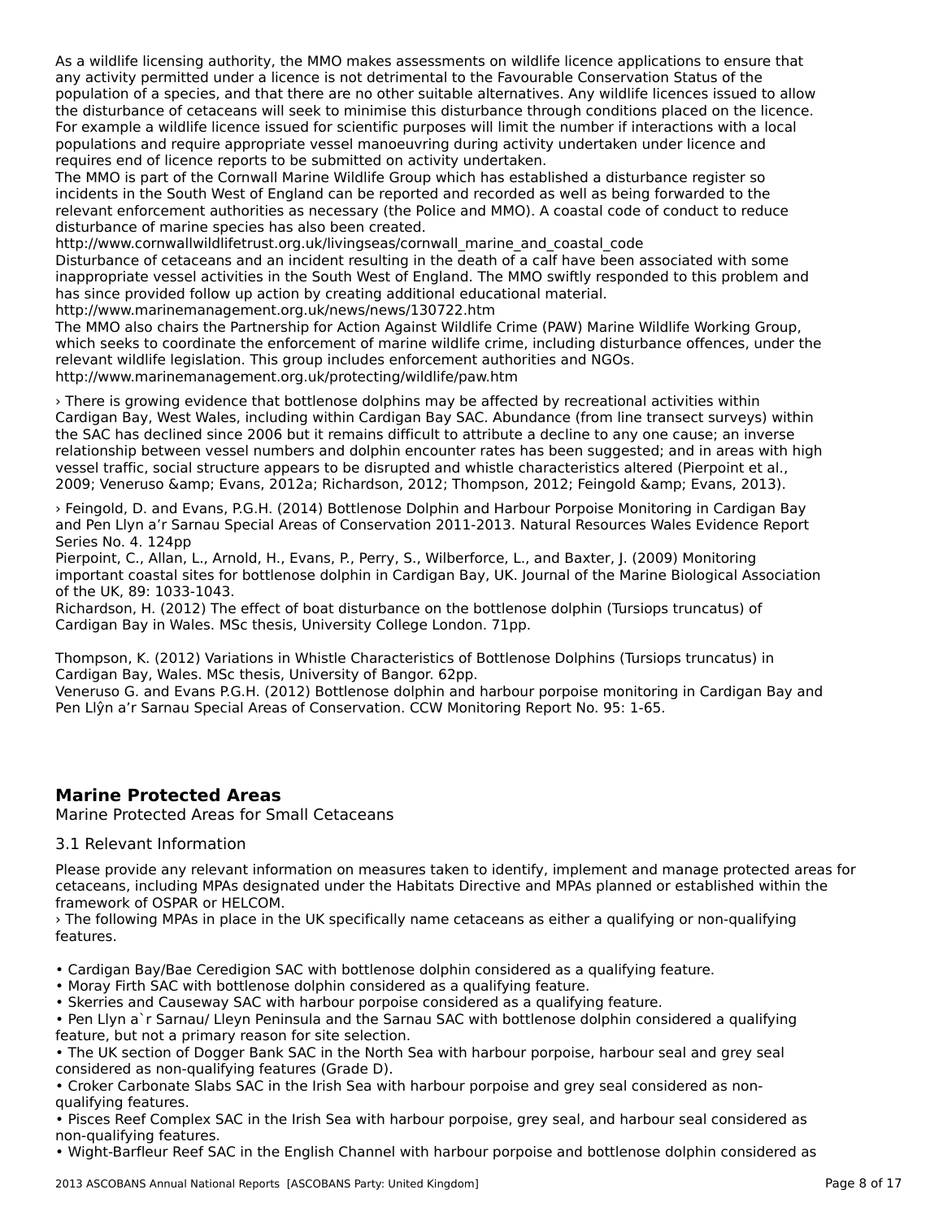As a wildlife licensing authority, the MMO makes assessments on wildlife licence applications to ensure that any activity permitted under a licence is not detrimental to the Favourable Conservation Status of the population of a species, and that there are no other suitable alternatives. Any wildlife licences issued to allow the disturbance of cetaceans will seek to minimise this disturbance through conditions placed on the licence. For example a wildlife licence issued for scientific purposes will limit the number if interactions with a local populations and require appropriate vessel manoeuvring during activity undertaken under licence and requires end of licence reports to be submitted on activity undertaken.
The MMO is part of the Cornwall Marine Wildlife Group which has established a disturbance register so incidents in the South West of England can be reported and recorded as well as being forwarded to the relevant enforcement authorities as necessary (the Police and MMO). A coastal code of conduct to reduce disturbance of marine species has also been created.
http://www.cornwallwildlifetrust.org.uk/livingseas/cornwall_marine_and_coastal_code
Disturbance of cetaceans and an incident resulting in the death of a calf have been associated with some inappropriate vessel activities in the South West of England. The MMO swiftly responded to this problem and has since provided follow up action by creating additional educational material.
http://www.marinemanagement.org.uk/news/news/130722.htm
The MMO also chairs the Partnership for Action Against Wildlife Crime (PAW) Marine Wildlife Working Group, which seeks to coordinate the enforcement of marine wildlife crime, including disturbance offences, under the relevant wildlife legislation. This group includes enforcement authorities and NGOs.
http://www.marinemanagement.org.uk/protecting/wildlife/paw.htm

› There is growing evidence that bottlenose dolphins may be affected by recreational activities within Cardigan Bay, West Wales, including within Cardigan Bay SAC. Abundance (from line transect surveys) within the SAC has declined since 2006 but it remains difficult to attribute a decline to any one cause; an inverse relationship between vessel numbers and dolphin encounter rates has been suggested; and in areas with high vessel traffic, social structure appears to be disrupted and whistle characteristics altered (Pierpoint et al., 2009; Veneruso &amp; Evans, 2012a; Richardson, 2012; Thompson, 2012; Feingold &amp; Evans, 2013).

› Feingold, D. and Evans, P.G.H. (2014) Bottlenose Dolphin and Harbour Porpoise Monitoring in Cardigan Bay and Pen Llyn a'r Sarnau Special Areas of Conservation 2011-2013. Natural Resources Wales Evidence Report Series No. 4. 124pp
Pierpoint, C., Allan, L., Arnold, H., Evans, P., Perry, S., Wilberforce, L., and Baxter, J. (2009) Monitoring important coastal sites for bottlenose dolphin in Cardigan Bay, UK. Journal of the Marine Biological Association of the UK, 89: 1033-1043.
Richardson, H. (2012) The effect of boat disturbance on the bottlenose dolphin (Tursiops truncatus) of Cardigan Bay in Wales. MSc thesis, University College London. 71pp.

Thompson, K. (2012) Variations in Whistle Characteristics of Bottlenose Dolphins (Tursiops truncatus) in Cardigan Bay, Wales. MSc thesis, University of Bangor. 62pp.
Veneruso G. and Evans P.G.H. (2012) Bottlenose dolphin and harbour porpoise monitoring in Cardigan Bay and Pen Llŷn a'r Sarnau Special Areas of Conservation. CCW Monitoring Report No. 95: 1-65.

## Marine Protected Areas

Marine Protected Areas for Small Cetaceans

### 3.1 Relevant Information

Please provide any relevant information on measures taken to identify, implement and manage protected areas for cetaceans, including MPAs designated under the Habitats Directive and MPAs planned or established within the framework of OSPAR or HELCOM.
› The following MPAs in place in the UK specifically name cetaceans as either a qualifying or non-qualifying features.

- Cardigan Bay/Bae Ceredigion SAC with bottlenose dolphin considered as a qualifying feature.
- Moray Firth SAC with bottlenose dolphin considered as a qualifying feature.
- Skerries and Causeway SAC with harbour porpoise considered as a qualifying feature.
- Pen Llyn a`r Sarnau/ Lleyn Peninsula and the Sarnau SAC with bottlenose dolphin considered a qualifying feature, but not a primary reason for site selection.
- The UK section of Dogger Bank SAC in the North Sea with harbour porpoise, harbour seal and grey seal considered as non-qualifying features (Grade D).
- Croker Carbonate Slabs SAC in the Irish Sea with harbour porpoise and grey seal considered as non-qualifying features.
- Pisces Reef Complex SAC in the Irish Sea with harbour porpoise, grey seal, and harbour seal considered as non-qualifying features.
- Wight-Barfleur Reef SAC in the English Channel with harbour porpoise and bottlenose dolphin considered as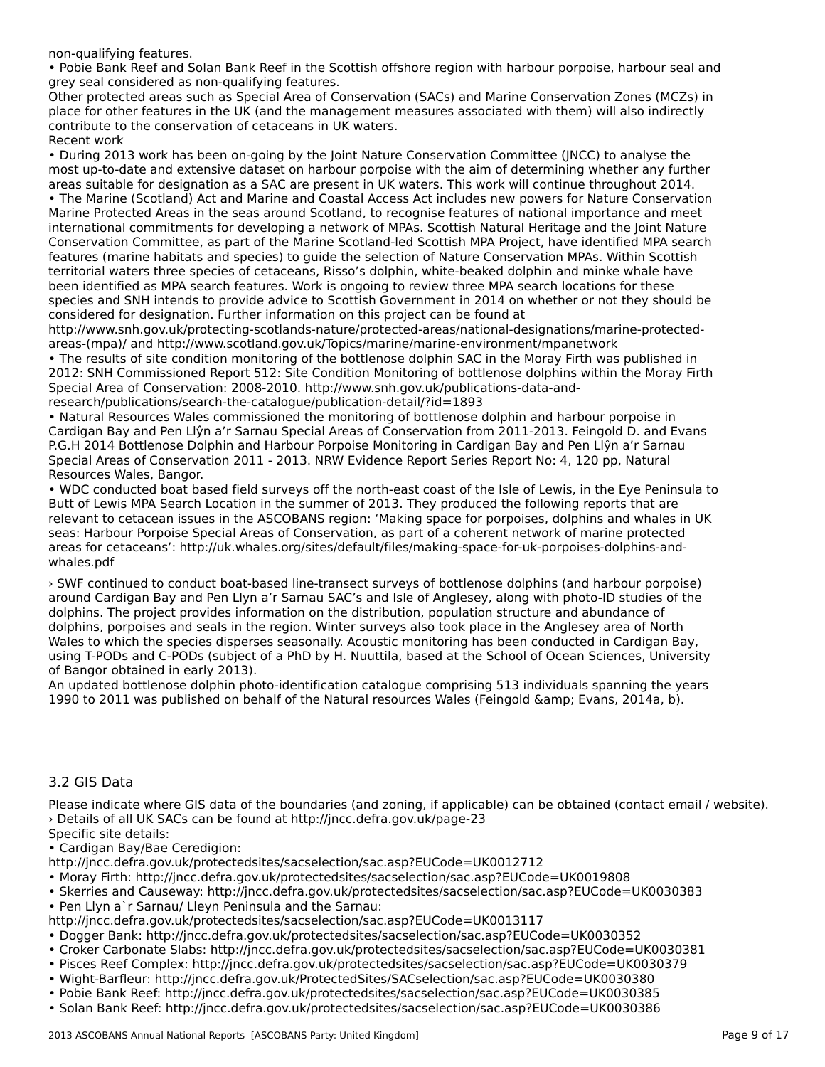non-qualifying features.

• Pobie Bank Reef and Solan Bank Reef in the Scottish offshore region with harbour porpoise, harbour seal and grey seal considered as non-qualifying features.

Other protected areas such as Special Area of Conservation (SACs) and Marine Conservation Zones (MCZs) in place for other features in the UK (and the management measures associated with them) will also indirectly contribute to the conservation of cetaceans in UK waters.

Recent work

• During 2013 work has been on-going by the Joint Nature Conservation Committee (JNCC) to analyse the most up-to-date and extensive dataset on harbour porpoise with the aim of determining whether any further areas suitable for designation as a SAC are present in UK waters. This work will continue throughout 2014.

• The Marine (Scotland) Act and Marine and Coastal Access Act includes new powers for Nature Conservation Marine Protected Areas in the seas around Scotland, to recognise features of national importance and meet international commitments for developing a network of MPAs. Scottish Natural Heritage and the Joint Nature Conservation Committee, as part of the Marine Scotland-led Scottish MPA Project, have identified MPA search features (marine habitats and species) to guide the selection of Nature Conservation MPAs. Within Scottish territorial waters three species of cetaceans, Risso's dolphin, white-beaked dolphin and minke whale have been identified as MPA search features. Work is ongoing to review three MPA search locations for these species and SNH intends to provide advice to Scottish Government in 2014 on whether or not they should be considered for designation. Further information on this project can be found at http://www.snh.gov.uk/protecting-scotlands-nature/protected-areas/national-designations/marine-protected-areas-(mpa)/ and http://www.scotland.gov.uk/Topics/marine/marine-environment/mpanetwork

• The results of site condition monitoring of the bottlenose dolphin SAC in the Moray Firth was published in 2012: SNH Commissioned Report 512: Site Condition Monitoring of bottlenose dolphins within the Moray Firth Special Area of Conservation: 2008-2010. http://www.snh.gov.uk/publications-data-and-research/publications/search-the-catalogue/publication-detail/?id=1893

• Natural Resources Wales commissioned the monitoring of bottlenose dolphin and harbour porpoise in Cardigan Bay and Pen Llŷn a'r Sarnau Special Areas of Conservation from 2011-2013. Feingold D. and Evans P.G.H 2014 Bottlenose Dolphin and Harbour Porpoise Monitoring in Cardigan Bay and Pen Llŷn a'r Sarnau Special Areas of Conservation 2011 - 2013. NRW Evidence Report Series Report No: 4, 120 pp, Natural Resources Wales, Bangor.

• WDC conducted boat based field surveys off the north-east coast of the Isle of Lewis, in the Eye Peninsula to Butt of Lewis MPA Search Location in the summer of 2013. They produced the following reports that are relevant to cetacean issues in the ASCOBANS region: 'Making space for porpoises, dolphins and whales in UK seas: Harbour Porpoise Special Areas of Conservation, as part of a coherent network of marine protected areas for cetaceans': http://uk.whales.org/sites/default/files/making-space-for-uk-porpoises-dolphins-and-whales.pdf

› SWF continued to conduct boat-based line-transect surveys of bottlenose dolphins (and harbour porpoise) around Cardigan Bay and Pen Llyn a'r Sarnau SAC's and Isle of Anglesey, along with photo-ID studies of the dolphins. The project provides information on the distribution, population structure and abundance of dolphins, porpoises and seals in the region. Winter surveys also took place in the Anglesey area of North Wales to which the species disperses seasonally. Acoustic monitoring has been conducted in Cardigan Bay, using T-PODs and C-PODs (subject of a PhD by H. Nuuttila, based at the School of Ocean Sciences, University of Bangor obtained in early 2013).

An updated bottlenose dolphin photo-identification catalogue comprising 513 individuals spanning the years 1990 to 2011 was published on behalf of the Natural resources Wales (Feingold &amp; Evans, 2014a, b).

## 3.2 GIS Data

Please indicate where GIS data of the boundaries (and zoning, if applicable) can be obtained (contact email / website).

› Details of all UK SACs can be found at http://jncc.defra.gov.uk/page-23

Specific site details:

• Cardigan Bay/Bae Ceredigion: http://jncc.defra.gov.uk/protectedsites/sacselection/sac.asp?EUCode=UK0012712
• Moray Firth: http://jncc.defra.gov.uk/protectedsites/sacselection/sac.asp?EUCode=UK0019808
• Skerries and Causeway: http://jncc.defra.gov.uk/protectedsites/sacselection/sac.asp?EUCode=UK0030383
• Pen Llyn a`r Sarnau/ Lleyn Peninsula and the Sarnau: http://jncc.defra.gov.uk/protectedsites/sacselection/sac.asp?EUCode=UK0013117
• Dogger Bank: http://jncc.defra.gov.uk/protectedsites/sacselection/sac.asp?EUCode=UK0030352
• Croker Carbonate Slabs: http://jncc.defra.gov.uk/protectedsites/sacselection/sac.asp?EUCode=UK0030381
• Pisces Reef Complex: http://jncc.defra.gov.uk/protectedsites/sacselection/sac.asp?EUCode=UK0030379
• Wight-Barfleur: http://jncc.defra.gov.uk/ProtectedSites/SACselection/sac.asp?EUCode=UK0030380
• Pobie Bank Reef: http://jncc.defra.gov.uk/protectedsites/sacselection/sac.asp?EUCode=UK0030385
• Solan Bank Reef: http://jncc.defra.gov.uk/protectedsites/sacselection/sac.asp?EUCode=UK0030386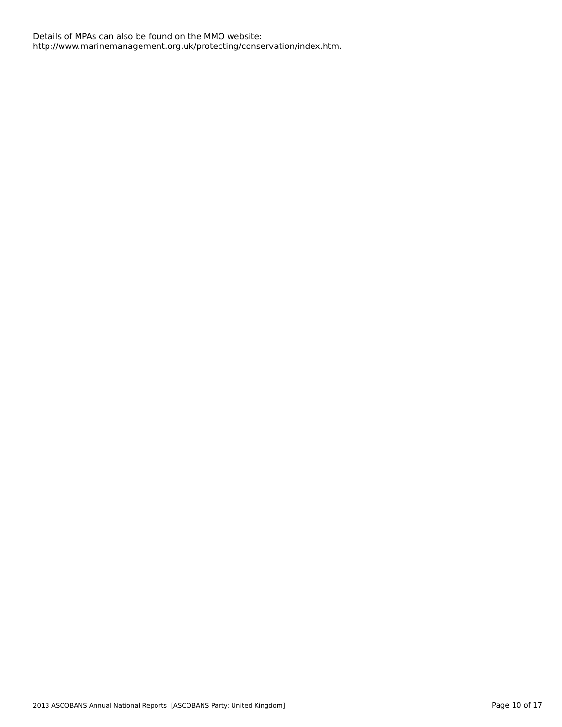Details of MPAs can also be found on the MMO website:
http://www.marinemanagement.org.uk/protecting/conservation/index.htm.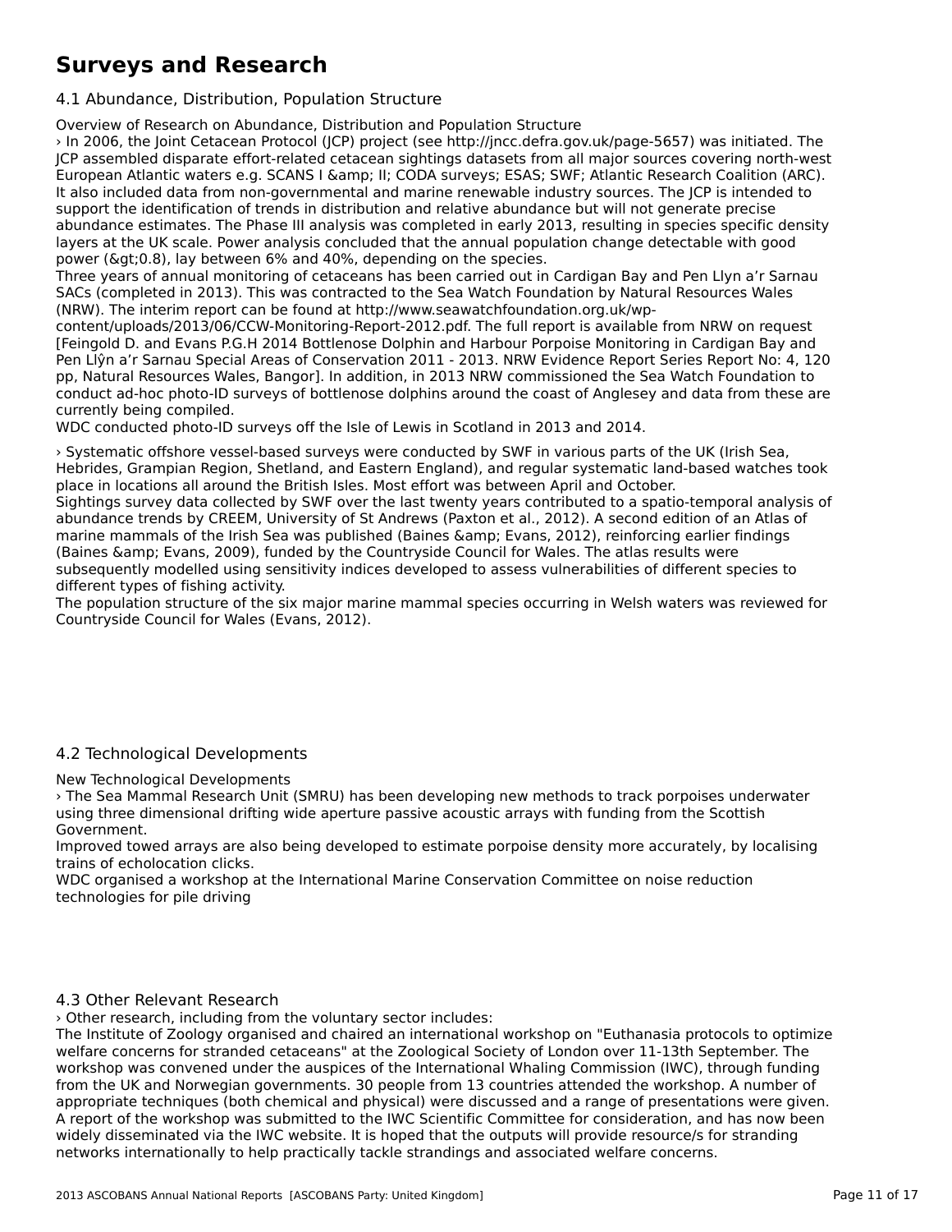# Surveys and Research

## 4.1 Abundance, Distribution, Population Structure

Overview of Research on Abundance, Distribution and Population Structure

› In 2006, the Joint Cetacean Protocol (JCP) project (see http://jncc.defra.gov.uk/page-5657) was initiated. The JCP assembled disparate effort-related cetacean sightings datasets from all major sources covering north-west European Atlantic waters e.g. SCANS I &amp; II; CODA surveys; ESAS; SWF; Atlantic Research Coalition (ARC). It also included data from non-governmental and marine renewable industry sources. The JCP is intended to support the identification of trends in distribution and relative abundance but will not generate precise abundance estimates. The Phase III analysis was completed in early 2013, resulting in species specific density layers at the UK scale. Power analysis concluded that the annual population change detectable with good power (&gt;0.8), lay between 6% and 40%, depending on the species.

Three years of annual monitoring of cetaceans has been carried out in Cardigan Bay and Pen Llyn a'r Sarnau SACs (completed in 2013). This was contracted to the Sea Watch Foundation by Natural Resources Wales (NRW). The interim report can be found at http://www.seawatchfoundation.org.uk/wp-content/uploads/2013/06/CCW-Monitoring-Report-2012.pdf. The full report is available from NRW on request [Feingold D. and Evans P.G.H 2014 Bottlenose Dolphin and Harbour Porpoise Monitoring in Cardigan Bay and Pen Llŷn a'r Sarnau Special Areas of Conservation 2011 - 2013. NRW Evidence Report Series Report No: 4, 120 pp, Natural Resources Wales, Bangor]. In addition, in 2013 NRW commissioned the Sea Watch Foundation to conduct ad-hoc photo-ID surveys of bottlenose dolphins around the coast of Anglesey and data from these are currently being compiled.

WDC conducted photo-ID surveys off the Isle of Lewis in Scotland in 2013 and 2014.

› Systematic offshore vessel-based surveys were conducted by SWF in various parts of the UK (Irish Sea, Hebrides, Grampian Region, Shetland, and Eastern England), and regular systematic land-based watches took place in locations all around the British Isles. Most effort was between April and October.

Sightings survey data collected by SWF over the last twenty years contributed to a spatio-temporal analysis of abundance trends by CREEM, University of St Andrews (Paxton et al., 2012). A second edition of an Atlas of marine mammals of the Irish Sea was published (Baines &amp; Evans, 2012), reinforcing earlier findings (Baines &amp; Evans, 2009), funded by the Countryside Council for Wales. The atlas results were subsequently modelled using sensitivity indices developed to assess vulnerabilities of different species to different types of fishing activity.

The population structure of the six major marine mammal species occurring in Welsh waters was reviewed for Countryside Council for Wales (Evans, 2012).

## 4.2 Technological Developments

New Technological Developments

› The Sea Mammal Research Unit (SMRU) has been developing new methods to track porpoises underwater using three dimensional drifting wide aperture passive acoustic arrays with funding from the Scottish Government.

Improved towed arrays are also being developed to estimate porpoise density more accurately, by localising trains of echolocation clicks.

WDC organised a workshop at the International Marine Conservation Committee on noise reduction technologies for pile driving

## 4.3 Other Relevant Research

› Other research, including from the voluntary sector includes:

The Institute of Zoology organised and chaired an international workshop on "Euthanasia protocols to optimize welfare concerns for stranded cetaceans" at the Zoological Society of London over 11-13th September. The workshop was convened under the auspices of the International Whaling Commission (IWC), through funding from the UK and Norwegian governments. 30 people from 13 countries attended the workshop. A number of appropriate techniques (both chemical and physical) were discussed and a range of presentations were given. A report of the workshop was submitted to the IWC Scientific Committee for consideration, and has now been widely disseminated via the IWC website. It is hoped that the outputs will provide resource/s for stranding networks internationally to help practically tackle strandings and associated welfare concerns.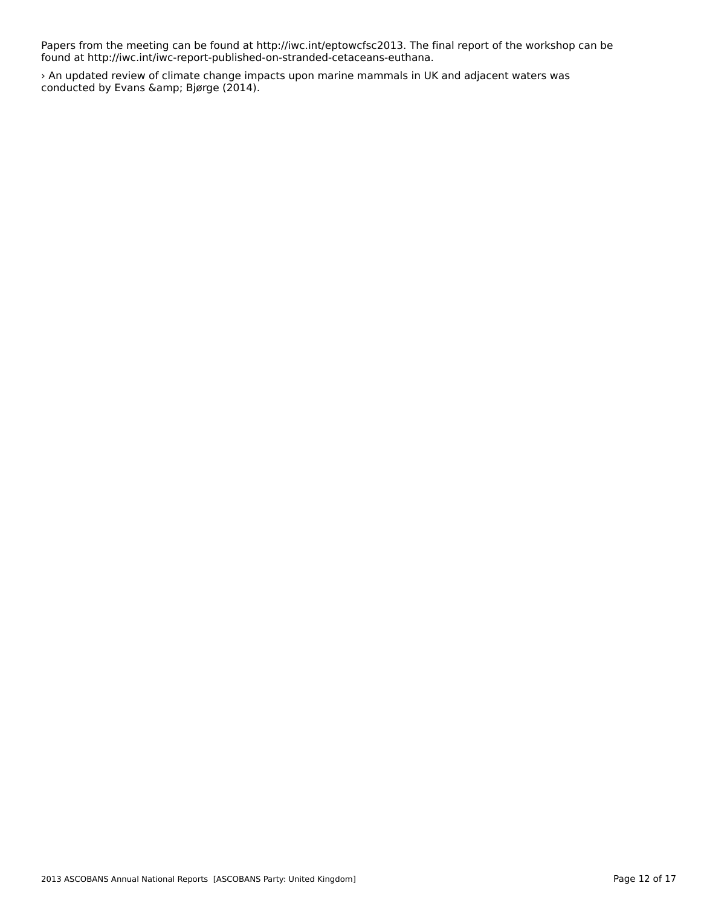Papers from the meeting can be found at http://iwc.int/eptowcfsc2013. The final report of the workshop can be found at http://iwc.int/iwc-report-published-on-stranded-cetaceans-euthana.

› An updated review of climate change impacts upon marine mammals in UK and adjacent waters was conducted by Evans &amp; Bjørge (2014).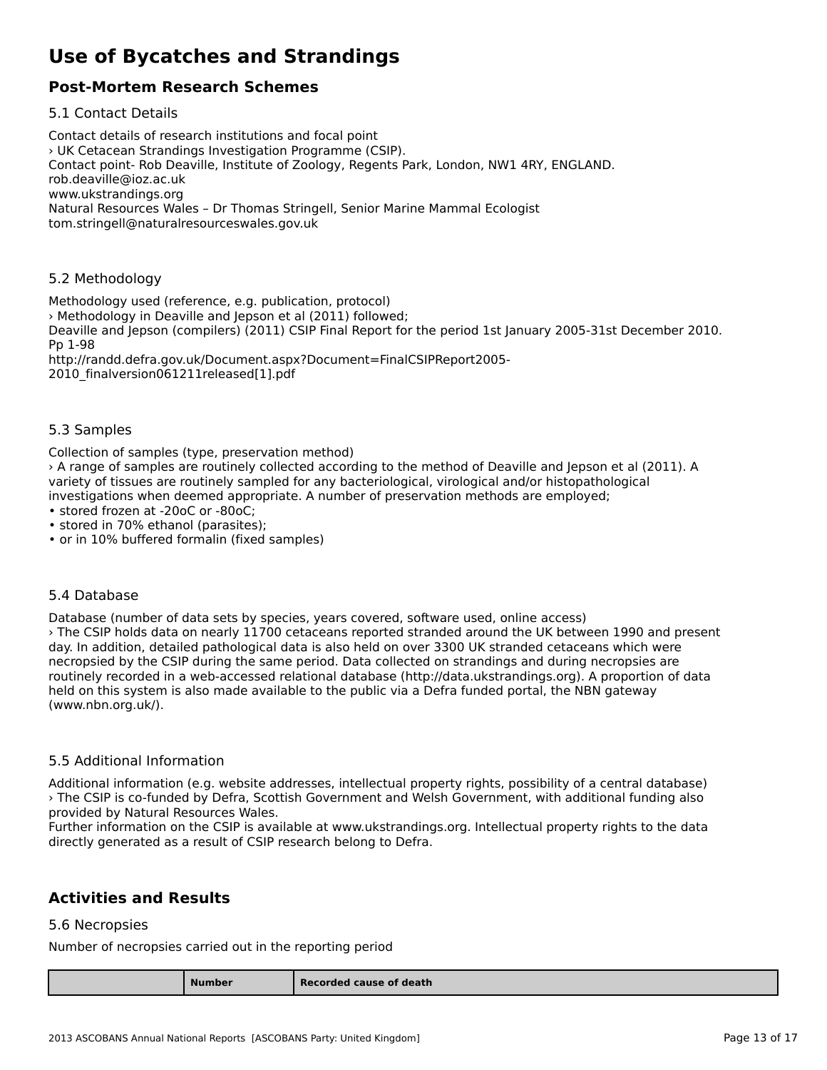# Use of Bycatches and Strandings

## Post-Mortem Research Schemes

### 5.1 Contact Details

Contact details of research institutions and focal point
› UK Cetacean Strandings Investigation Programme (CSIP).
Contact point- Rob Deaville, Institute of Zoology, Regents Park, London, NW1 4RY, ENGLAND.
rob.deaville@ioz.ac.uk
www.ukstrandings.org
Natural Resources Wales – Dr Thomas Stringell, Senior Marine Mammal Ecologist
tom.stringell@naturalresourceswales.gov.uk

### 5.2 Methodology

Methodology used (reference, e.g. publication, protocol)
› Methodology in Deaville and Jepson et al (2011) followed;
Deaville and Jepson (compilers) (2011) CSIP Final Report for the period 1st January 2005-31st December 2010. Pp 1-98
http://randd.defra.gov.uk/Document.aspx?Document=FinalCSIPReport2005-2010_finalversion061211released[1].pdf

### 5.3 Samples

Collection of samples (type, preservation method)
› A range of samples are routinely collected according to the method of Deaville and Jepson et al (2011). A variety of tissues are routinely sampled for any bacteriological, virological and/or histopathological investigations when deemed appropriate. A number of preservation methods are employed;
• stored frozen at -20oC or -80oC;
• stored in 70% ethanol (parasites);
• or in 10% buffered formalin (fixed samples)

### 5.4 Database

Database (number of data sets by species, years covered, software used, online access)
› The CSIP holds data on nearly 11700 cetaceans reported stranded around the UK between 1990 and present day. In addition, detailed pathological data is also held on over 3300 UK stranded cetaceans which were necropsied by the CSIP during the same period. Data collected on strandings and during necropsies are routinely recorded in a web-accessed relational database (http://data.ukstrandings.org). A proportion of data held on this system is also made available to the public via a Defra funded portal, the NBN gateway (www.nbn.org.uk/).

### 5.5 Additional Information

Additional information (e.g. website addresses, intellectual property rights, possibility of a central database)
› The CSIP is co-funded by Defra, Scottish Government and Welsh Government, with additional funding also provided by Natural Resources Wales.
Further information on the CSIP is available at www.ukstrandings.org. Intellectual property rights to the data directly generated as a result of CSIP research belong to Defra.

## Activities and Results

### 5.6 Necropsies

Number of necropsies carried out in the reporting period

| | Number | Recorded cause of death |
|---|---|---|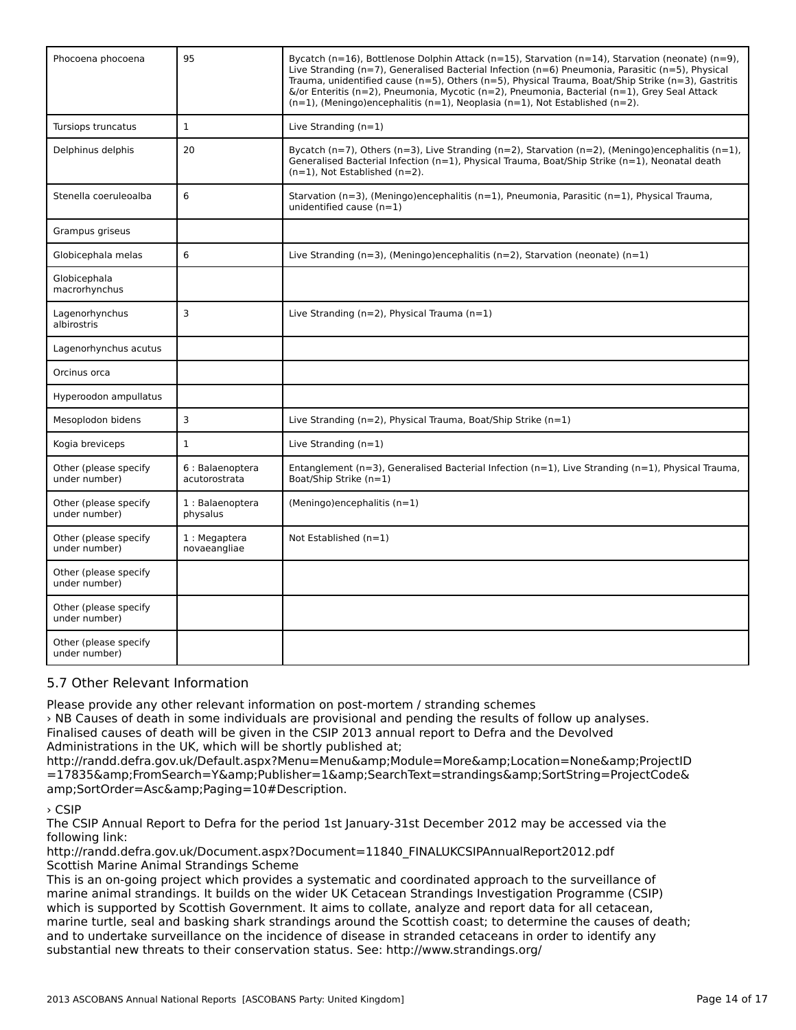| Phocoena phocoena | 95 | Bycatch (n=16), Bottlenose Dolphin Attack (n=15), Starvation (n=14), Starvation (neonate) (n=9), Live Stranding (n=7), Generalised Bacterial Infection (n=6) Pneumonia, Parasitic (n=5), Physical Trauma, unidentified cause (n=5), Others (n=5), Physical Trauma, Boat/Ship Strike (n=3), Gastritis &/or Enteritis (n=2), Pneumonia, Mycotic (n=2), Pneumonia, Bacterial (n=1), Grey Seal Attack (n=1), (Meningo)encephalitis (n=1), Neoplasia (n=1), Not Established (n=2). |
|---|---|---|
| Tursiops truncatus | 1 | Live Stranding (n=1) |
| Delphinus delphis | 20 | Bycatch (n=7), Others (n=3), Live Stranding (n=2), Starvation (n=2), (Meningo)encephalitis (n=1), Generalised Bacterial Infection (n=1), Physical Trauma, Boat/Ship Strike (n=1), Neonatal death (n=1), Not Established (n=2). |
| Stenella coeruleoalba | 6 | Starvation (n=3), (Meningo)encephalitis (n=1), Pneumonia, Parasitic (n=1), Physical Trauma, unidentified cause (n=1) |
| Grampus griseus | | |
| Globicephala melas | 6 | Live Stranding (n=3), (Meningo)encephalitis (n=2), Starvation (neonate) (n=1) |
| Globicephala macrorhynchus | | |
| Lagenorhynchus albirostris | 3 | Live Stranding (n=2), Physical Trauma (n=1) |
| Lagenorhynchus acutus | | |
| Orcinus orca | | |
| Hyperoodon ampullatus | | |
| Mesoplodon bidens | 3 | Live Stranding (n=2), Physical Trauma, Boat/Ship Strike (n=1) |
| Kogia breviceps | 1 | Live Stranding (n=1) |
| Other (please specify under number) | 6 : Balaenoptera acutorostrata | Entanglement (n=3), Generalised Bacterial Infection (n=1), Live Stranding (n=1), Physical Trauma, Boat/Ship Strike (n=1) |
| Other (please specify under number) | 1 : Balaenoptera physalus | (Meningo)encephalitis (n=1) |
| Other (please specify under number) | 1 : Megaptera novaeangliae | Not Established (n=1) |
| Other (please specify under number) | | |
| Other (please specify under number) | | |
| Other (please specify under number) | | |

## 5.7 Other Relevant Information

Please provide any other relevant information on post-mortem / stranding schemes

› NB Causes of death in some individuals are provisional and pending the results of follow up analyses. Finalised causes of death will be given in the CSIP 2013 annual report to Defra and the Devolved Administrations in the UK, which will be shortly published at;
http://randd.defra.gov.uk/Default.aspx?Menu=Menu&amp;Module=More&amp;Location=None&amp;ProjectID=17835&amp;FromSearch=Y&amp;Publisher=1&amp;SearchText=strandings&amp;SortString=ProjectCode&amp;SortOrder=Asc&amp;Paging=10#Description.

› CSIP
The CSIP Annual Report to Defra for the period 1st January-31st December 2012 may be accessed via the following link:
http://randd.defra.gov.uk/Document.aspx?Document=11840_FINALUKCSIPAnnualReport2012.pdf
Scottish Marine Animal Strandings Scheme
This is an on-going project which provides a systematic and coordinated approach to the surveillance of marine animal strandings. It builds on the wider UK Cetacean Strandings Investigation Programme (CSIP) which is supported by Scottish Government. It aims to collate, analyze and report data for all cetacean, marine turtle, seal and basking shark strandings around the Scottish coast; to determine the causes of death; and to undertake surveillance on the incidence of disease in stranded cetaceans in order to identify any substantial new threats to their conservation status. See: http://www.strandings.org/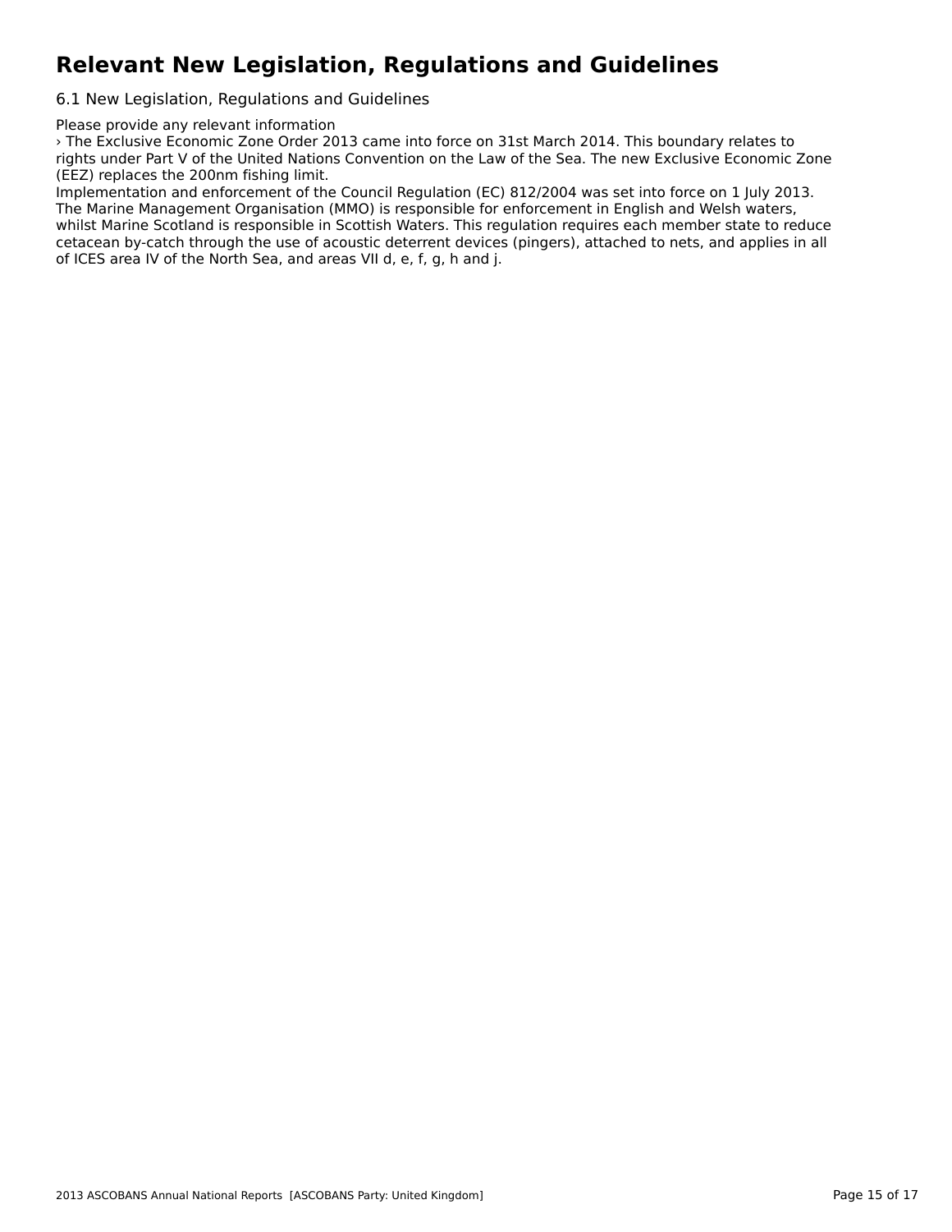# Relevant New Legislation, Regulations and Guidelines

## 6.1 New Legislation, Regulations and Guidelines

Please provide any relevant information

› The Exclusive Economic Zone Order 2013 came into force on 31st March 2014. This boundary relates to rights under Part V of the United Nations Convention on the Law of the Sea. The new Exclusive Economic Zone (EEZ) replaces the 200nm fishing limit.

Implementation and enforcement of the Council Regulation (EC) 812/2004 was set into force on 1 July 2013. The Marine Management Organisation (MMO) is responsible for enforcement in English and Welsh waters, whilst Marine Scotland is responsible in Scottish Waters. This regulation requires each member state to reduce cetacean by-catch through the use of acoustic deterrent devices (pingers), attached to nets, and applies in all of ICES area IV of the North Sea, and areas VII d, e, f, g, h and j.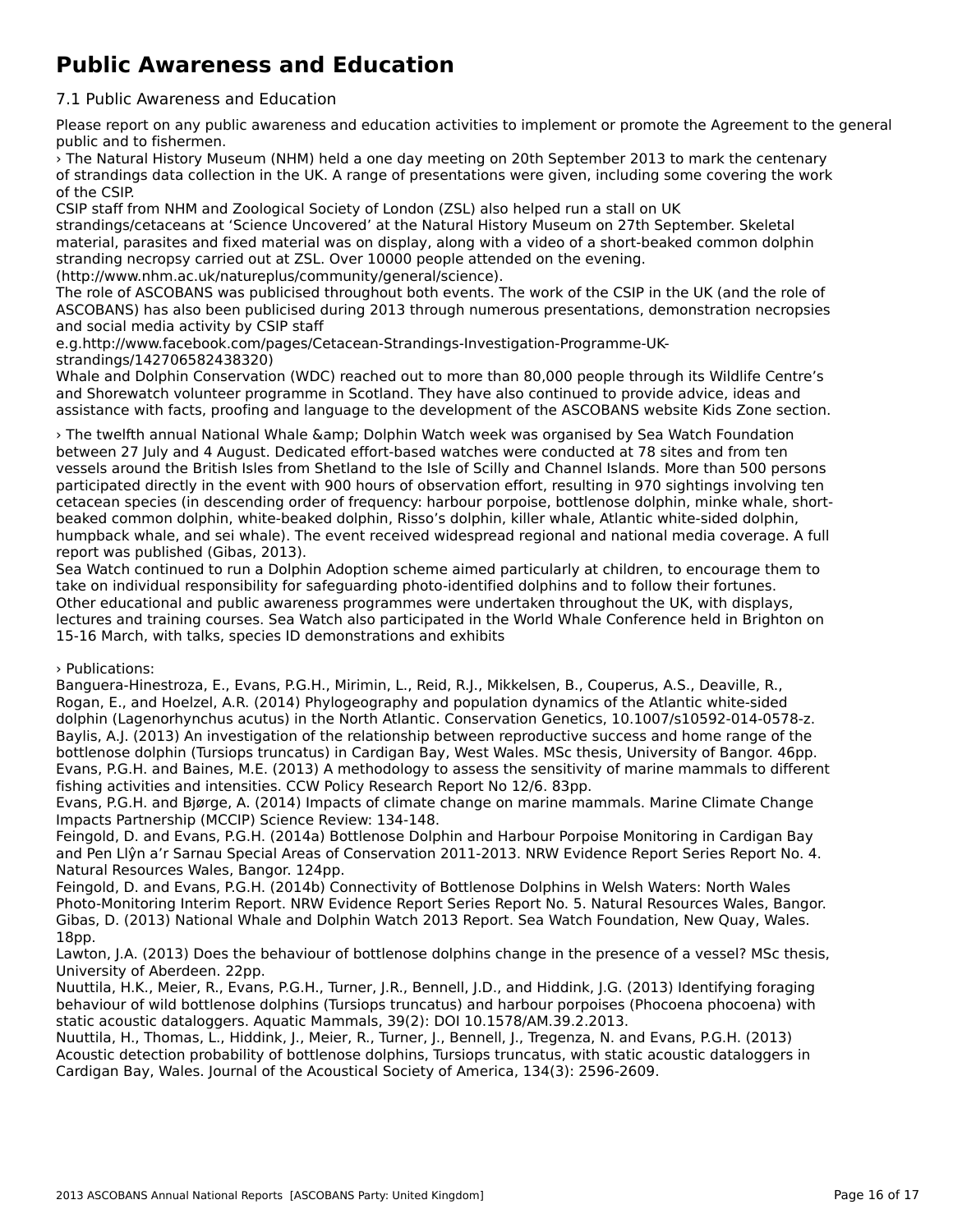# Public Awareness and Education

## 7.1 Public Awareness and Education

Please report on any public awareness and education activities to implement or promote the Agreement to the general public and to fishermen.

› The Natural History Museum (NHM) held a one day meeting on 20th September 2013 to mark the centenary of strandings data collection in the UK. A range of presentations were given, including some covering the work of the CSIP.
CSIP staff from NHM and Zoological Society of London (ZSL) also helped run a stall on UK strandings/cetaceans at 'Science Uncovered' at the Natural History Museum on 27th September. Skeletal material, parasites and fixed material was on display, along with a video of a short-beaked common dolphin stranding necropsy carried out at ZSL. Over 10000 people attended on the evening.
(http://www.nhm.ac.uk/natureplus/community/general/science).
The role of ASCOBANS was publicised throughout both events. The work of the CSIP in the UK (and the role of ASCOBANS) has also been publicised during 2013 through numerous presentations, demonstration necropsies and social media activity by CSIP staff
e.g.http://www.facebook.com/pages/Cetacean-Strandings-Investigation-Programme-UK-strandings/142706582438320)
Whale and Dolphin Conservation (WDC) reached out to more than 80,000 people through its Wildlife Centre's and Shorewatch volunteer programme in Scotland. They have also continued to provide advice, ideas and assistance with facts, proofing and language to the development of the ASCOBANS website Kids Zone section.

› The twelfth annual National Whale &amp; Dolphin Watch week was organised by Sea Watch Foundation between 27 July and 4 August. Dedicated effort-based watches were conducted at 78 sites and from ten vessels around the British Isles from Shetland to the Isle of Scilly and Channel Islands. More than 500 persons participated directly in the event with 900 hours of observation effort, resulting in 970 sightings involving ten cetacean species (in descending order of frequency: harbour porpoise, bottlenose dolphin, minke whale, short-beaked common dolphin, white-beaked dolphin, Risso's dolphin, killer whale, Atlantic white-sided dolphin, humpback whale, and sei whale). The event received widespread regional and national media coverage. A full report was published (Gibas, 2013).
Sea Watch continued to run a Dolphin Adoption scheme aimed particularly at children, to encourage them to take on individual responsibility for safeguarding photo-identified dolphins and to follow their fortunes. Other educational and public awareness programmes were undertaken throughout the UK, with displays, lectures and training courses. Sea Watch also participated in the World Whale Conference held in Brighton on 15-16 March, with talks, species ID demonstrations and exhibits

› Publications:
Banguera-Hinestroza, E., Evans, P.G.H., Mirimin, L., Reid, R.J., Mikkelsen, B., Couperus, A.S., Deaville, R., Rogan, E., and Hoelzel, A.R. (2014) Phylogeography and population dynamics of the Atlantic white-sided dolphin (Lagenorhynchus acutus) in the North Atlantic. Conservation Genetics, 10.1007/s10592-014-0578-z.
Baylis, A.J. (2013) An investigation of the relationship between reproductive success and home range of the bottlenose dolphin (Tursiops truncatus) in Cardigan Bay, West Wales. MSc thesis, University of Bangor. 46pp.
Evans, P.G.H. and Baines, M.E. (2013) A methodology to assess the sensitivity of marine mammals to different fishing activities and intensities. CCW Policy Research Report No 12/6. 83pp.
Evans, P.G.H. and Bjørge, A. (2014) Impacts of climate change on marine mammals. Marine Climate Change Impacts Partnership (MCCIP) Science Review: 134-148.
Feingold, D. and Evans, P.G.H. (2014a) Bottlenose Dolphin and Harbour Porpoise Monitoring in Cardigan Bay and Pen Llŷn a'r Sarnau Special Areas of Conservation 2011-2013. NRW Evidence Report Series Report No. 4. Natural Resources Wales, Bangor. 124pp.
Feingold, D. and Evans, P.G.H. (2014b) Connectivity of Bottlenose Dolphins in Welsh Waters: North Wales Photo-Monitoring Interim Report. NRW Evidence Report Series Report No. 5. Natural Resources Wales, Bangor.
Gibas, D. (2013) National Whale and Dolphin Watch 2013 Report. Sea Watch Foundation, New Quay, Wales. 18pp.
Lawton, J.A. (2013) Does the behaviour of bottlenose dolphins change in the presence of a vessel? MSc thesis, University of Aberdeen. 22pp.
Nuuttila, H.K., Meier, R., Evans, P.G.H., Turner, J.R., Bennell, J.D., and Hiddink, J.G. (2013) Identifying foraging behaviour of wild bottlenose dolphins (Tursiops truncatus) and harbour porpoises (Phocoena phocoena) with static acoustic dataloggers. Aquatic Mammals, 39(2): DOI 10.1578/AM.39.2.2013.
Nuuttila, H., Thomas, L., Hiddink, J., Meier, R., Turner, J., Bennell, J., Tregenza, N. and Evans, P.G.H. (2013) Acoustic detection probability of bottlenose dolphins, Tursiops truncatus, with static acoustic dataloggers in Cardigan Bay, Wales. Journal of the Acoustical Society of America, 134(3): 2596-2609.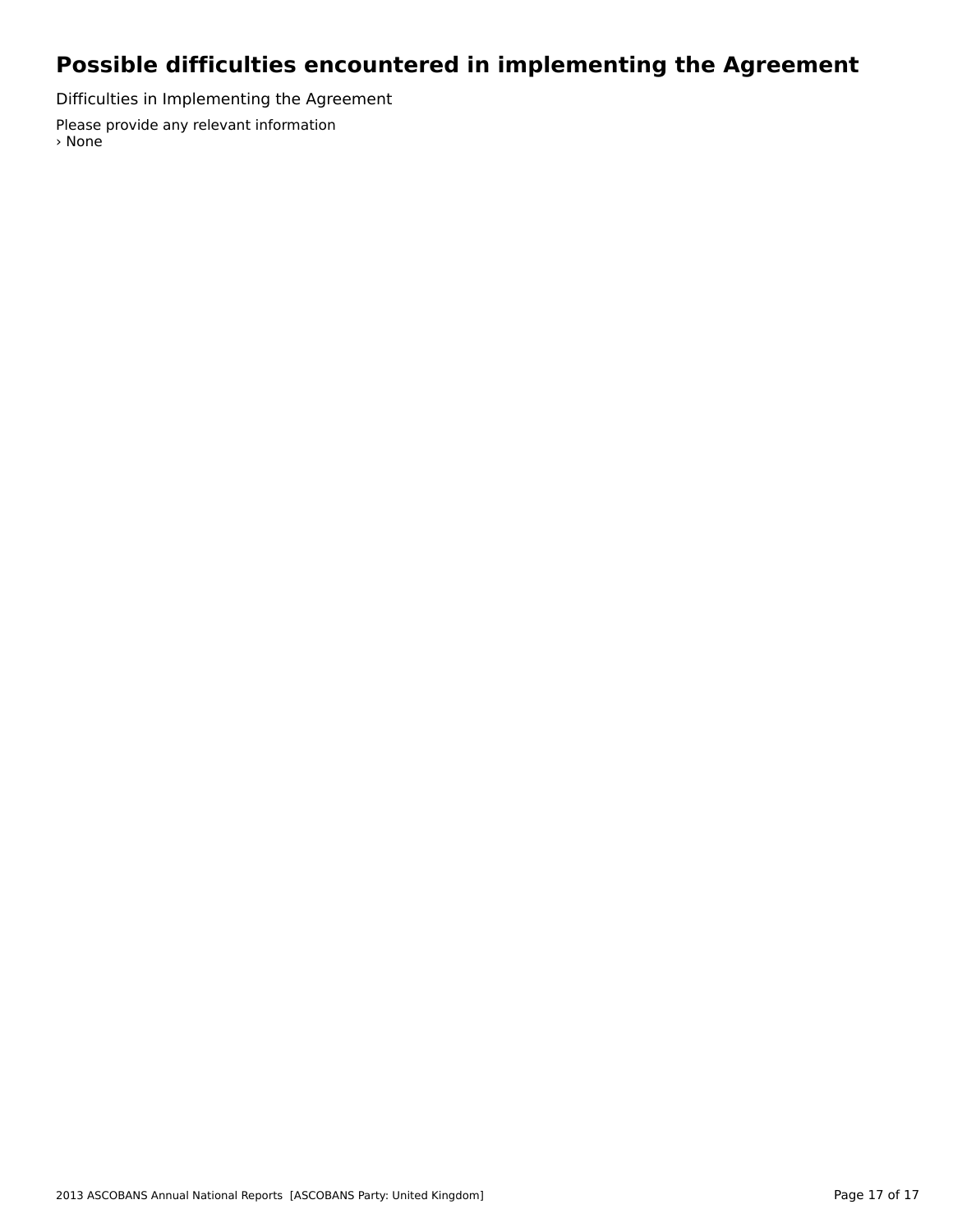# Possible difficulties encountered in implementing the Agreement

Difficulties in Implementing the Agreement

Please provide any relevant information
› None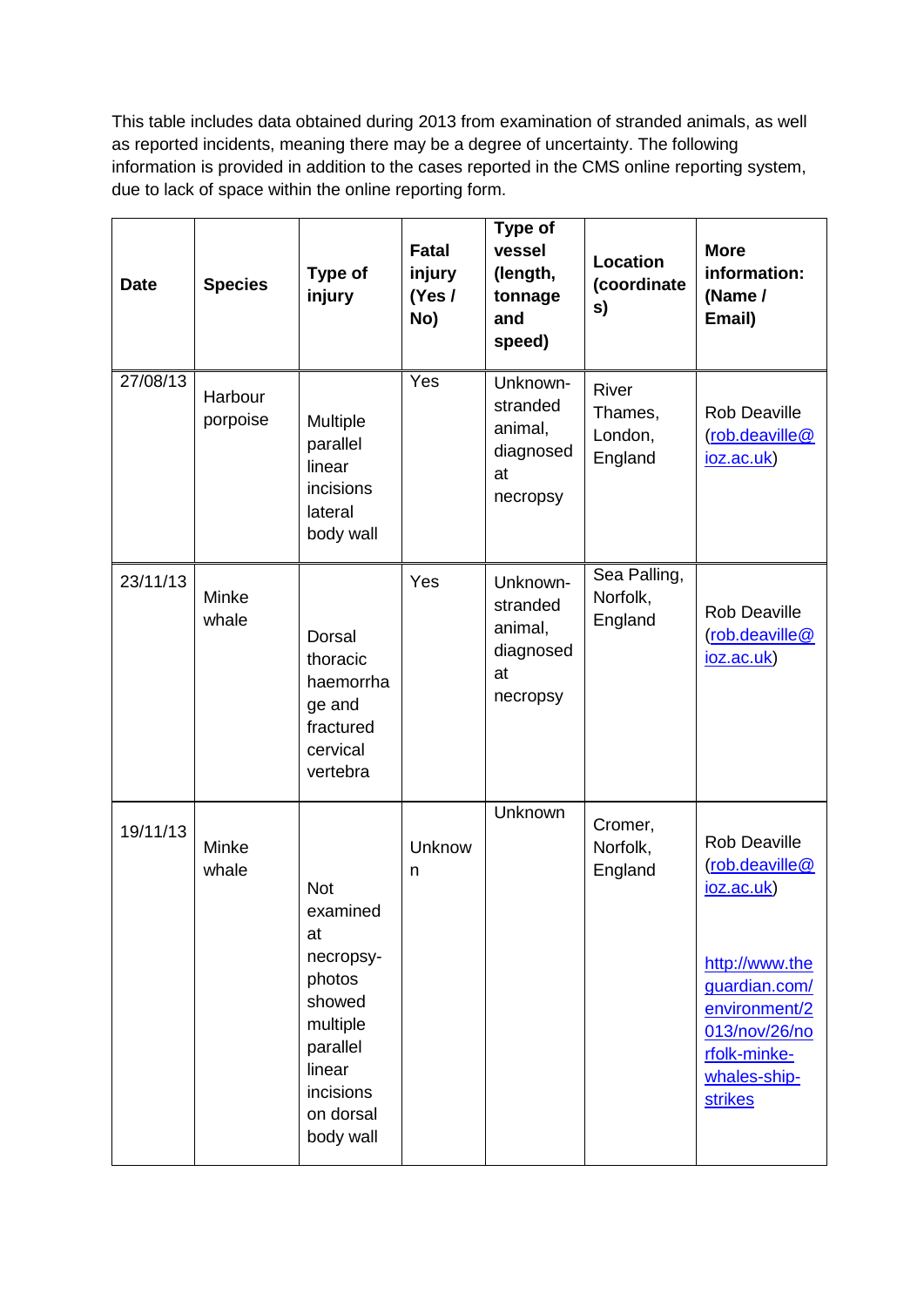This table includes data obtained during 2013 from examination of stranded animals, as well as reported incidents, meaning there may be a degree of uncertainty. The following information is provided in addition to the cases reported in the CMS online reporting system, due to lack of space within the online reporting form.

| Date | Species | Type of injury | Fatal injury (Yes / No) | Type of vessel (length, tonnage and speed) | Location (coordinates) | More information: (Name / Email) |
|---|---|---|---|---|---|---|
| 27/08/13 | Harbour porpoise | Multiple parallel linear incisions lateral body wall | Yes | Unknown-stranded animal, diagnosed at necropsy | River Thames, London, England | Rob Deaville (rob.deaville@ioz.ac.uk) |
| 23/11/13 | Minke whale | Dorsal thoracic haemorrhage and fractured cervical vertebra | Yes | Unknown-stranded animal, diagnosed at necropsy | Sea Palling, Norfolk, England | Rob Deaville (rob.deaville@ioz.ac.uk) |
| 19/11/13 | Minke whale | Not examined at necropsy-photos showed multiple parallel linear incisions on dorsal body wall | Unknown | Unknown | Cromer, Norfolk, England | Rob Deaville (rob.deaville@ioz.ac.uk) http://www.theguardian.com/environment/2013/nov/26/norfolk-minke-whales-ship-strikes |